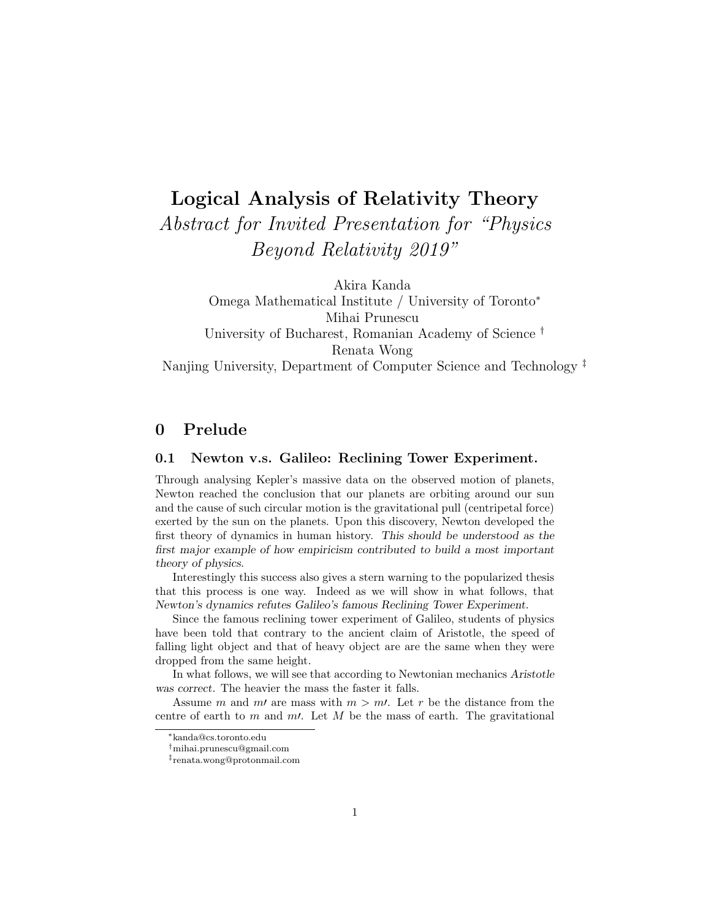# Logical Analysis of Relativity Theory

*Abstract for Invited Presentation for "Physics Beyond Relativity 2019"*

Akira Kanda
Omega Mathematical Institute / University of Toronto[*]
Mihai Prunescu
University of Bucharest, Romanian Academy of Science [†]
Renata Wong
Nanjing University, Department of Computer Science and Technology [‡]

## 0 Prelude

### 0.1 Newton v.s. Galileo: Reclining Tower Experiment.

Through analysing Kepler's massive data on the observed motion of planets, Newton reached the conclusion that our planets are orbiting around our sun and the cause of such circular motion is the gravitational pull (centripetal force) exerted by the sun on the planets. Upon this discovery, Newton developed the first theory of dynamics in human history. *This should be understood as the first major example of how empiricism contributed to build a most important theory of physics.*

Interestingly this success also gives a stern warning to the popularized thesis that this process is one way. Indeed as we will show in what follows, that *Newton's dynamics refutes Galileo's famous Reclining Tower Experiment.*

Since the famous reclining tower experiment of Galileo, students of physics have been told that contrary to the ancient claim of Aristotle, the speed of falling light object and that of heavy object are are the same when they were dropped from the same height.

In what follows, we will see that according to Newtonian mechanics *Aristotle was correct.* The heavier the mass the faster it falls.

Assume $m$ and $m\prime$ are mass with $m > m\prime$. Let $r$ be the distance from the centre of earth to $m$ and $m\prime$. Let $M$ be the mass of earth. The gravitational

[*] kanda@cs.toronto.edu
[†] mihai.prunescu@gmail.com
[‡] renata.wong@protonmail.com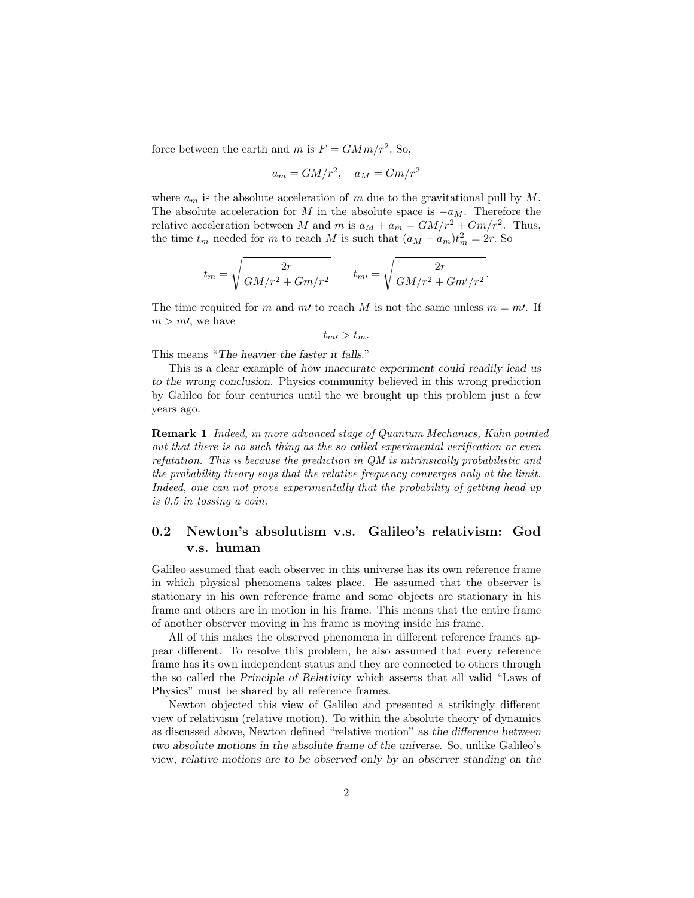force between the earth and $m$ is $F = GMm/r^2$. So,

$$a_m = GM/r^2, \quad a_M = Gm/r^2$$

where $a_m$ is the absolute acceleration of $m$ due to the gravitational pull by $M$. The absolute acceleration for $M$ in the absolute space is $-a_M$. Therefore the relative acceleration between $M$ and $m$ is $a_M + a_m = GM/r^2 + Gm/r^2$. Thus, the time $t_m$ needed for $m$ to reach $M$ is such that $(a_M + a_m)t_m^2 = 2r$. So

$$t_m = \sqrt{\frac{2r}{GM/r^2 + Gm/r^2}} \qquad t_{m\prime} = \sqrt{\frac{2r}{GM/r^2 + Gm'/r^2}}.$$

The time required for $m$ and $m\prime$ to reach $M$ is not the same unless $m = m\prime$. If $m > m\prime$, we have

$$t_{m\prime} > t_m.$$

This means "*The heavier the faster it falls.*"

This is a clear example of *how inaccurate experiment could readily lead us to the wrong conclusion*. Physics community believed in this wrong prediction by Galileo for four centuries until the we brought up this problem just a few years ago.

**Remark 1** *Indeed, in more advanced stage of Quantum Mechanics, Kuhn pointed out that there is no such thing as the so called experimental verification or even refutation. This is because the prediction in QM is intrinsically probabilistic and the probability theory says that the relative frequency converges only at the limit. Indeed, one can not prove experimentally that the probability of getting head up is 0.5 in tossing a coin.*

## 0.2 Newton's absolutism v.s. Galileo's relativism: God v.s. human

Galileo assumed that each observer in this universe has its own reference frame in which physical phenomena takes place. He assumed that the observer is stationary in his own reference frame and some objects are stationary in his frame and others are in motion in his frame. This means that the entire frame of another observer moving in his frame is moving inside his frame.

All of this makes the observed phenomena in different reference frames appear different. To resolve this problem, he also assumed that every reference frame has its own independent status and they are connected to others through the so called the *Principle of Relativity* which asserts that all valid "Laws of Physics" must be shared by all reference frames.

Newton objected this view of Galileo and presented a strikingly different view of relativism (relative motion). To within the absolute theory of dynamics as discussed above, Newton defined "relative motion" as *the difference between two absolute motions in the absolute frame of the universe*. So, unlike Galileo's view, *relative motions are to be observed only by an observer standing on the*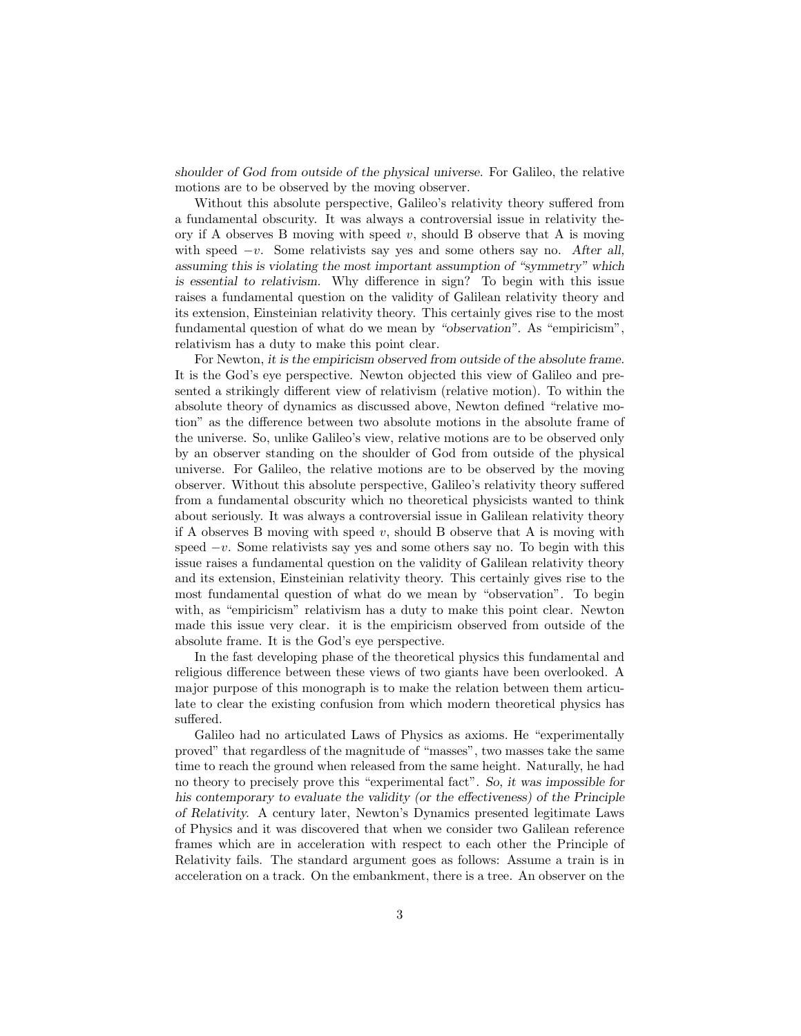*shoulder of God from outside of the physical universe.* For Galileo, the relative motions are to be observed by the moving observer.

Without this absolute perspective, Galileo's relativity theory suffered from a fundamental obscurity. It was always a controversial issue in relativity theory if A observes B moving with speed $v$, should B observe that A is moving with speed $-v$. Some relativists say yes and some others say no. *After all, assuming this is violating the most important assumption of "symmetry" which is essential to relativism.* Why difference in sign? To begin with this issue raises a fundamental question on the validity of Galilean relativity theory and its extension, Einsteinian relativity theory. This certainly gives rise to the most fundamental question of what do we mean by *"observation"*. As "empiricism", relativism has a duty to make this point clear.

For Newton, *it is the empiricism observed from outside of the absolute frame.* It is the God's eye perspective. Newton objected this view of Galileo and presented a strikingly different view of relativism (relative motion). To within the absolute theory of dynamics as discussed above, Newton defined "relative motion" as the difference between two absolute motions in the absolute frame of the universe. So, unlike Galileo's view, relative motions are to be observed only by an observer standing on the shoulder of God from outside of the physical universe. For Galileo, the relative motions are to be observed by the moving observer. Without this absolute perspective, Galileo's relativity theory suffered from a fundamental obscurity which no theoretical physicists wanted to think about seriously. It was always a controversial issue in Galilean relativity theory if A observes B moving with speed $v$, should B observe that A is moving with speed $-v$. Some relativists say yes and some others say no. To begin with this issue raises a fundamental question on the validity of Galilean relativity theory and its extension, Einsteinian relativity theory. This certainly gives rise to the most fundamental question of what do we mean by "observation". To begin with, as "empiricism" relativism has a duty to make this point clear. Newton made this issue very clear. it is the empiricism observed from outside of the absolute frame. It is the God's eye perspective.

In the fast developing phase of the theoretical physics this fundamental and religious difference between these views of two giants have been overlooked. A major purpose of this monograph is to make the relation between them articulate to clear the existing confusion from which modern theoretical physics has suffered.

Galileo had no articulated Laws of Physics as axioms. He "experimentally proved" that regardless of the magnitude of "masses", two masses take the same time to reach the ground when released from the same height. Naturally, he had no theory to precisely prove this "experimental fact". *So, it was impossible for his contemporary to evaluate the validity (or the effectiveness) of the Principle of Relativity.* A century later, Newton's Dynamics presented legitimate Laws of Physics and it was discovered that when we consider two Galilean reference frames which are in acceleration with respect to each other the Principle of Relativity fails. The standard argument goes as follows: Assume a train is in acceleration on a track. On the embankment, there is a tree. An observer on the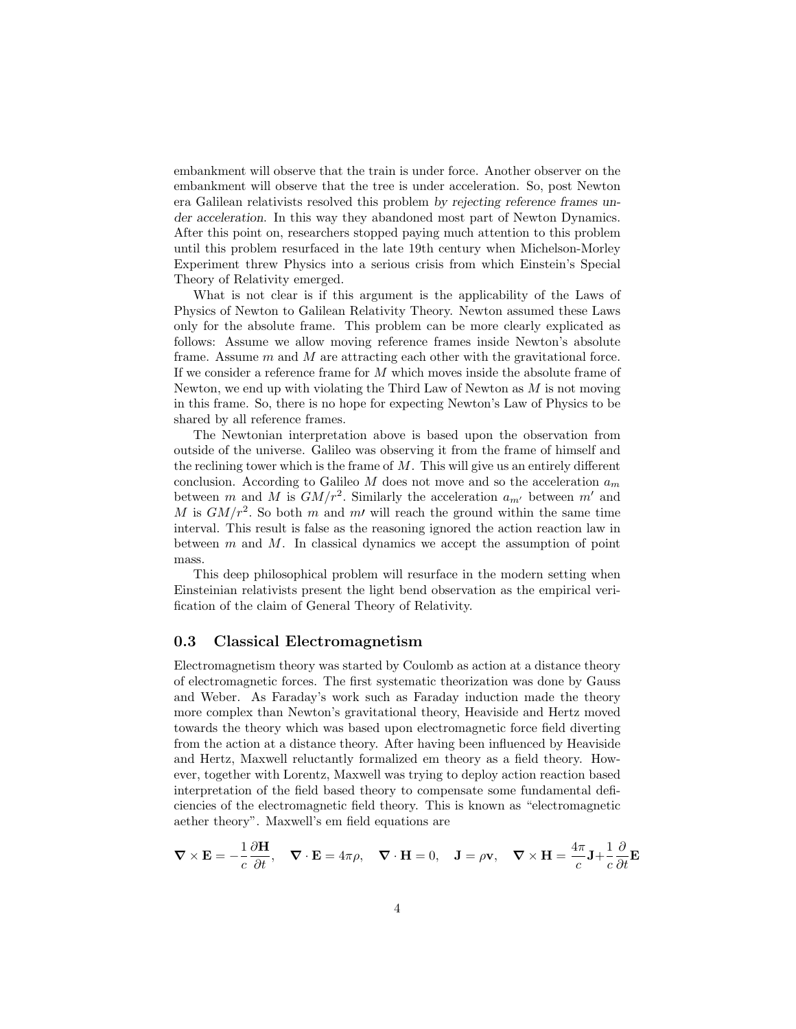embankment will observe that the train is under force. Another observer on the embankment will observe that the tree is under acceleration. So, post Newton era Galilean relativists resolved this problem *by rejecting reference frames under acceleration*. In this way they abandoned most part of Newton Dynamics. After this point on, researchers stopped paying much attention to this problem until this problem resurfaced in the late 19th century when Michelson-Morley Experiment threw Physics into a serious crisis from which Einstein's Special Theory of Relativity emerged.

What is not clear is if this argument is the applicability of the Laws of Physics of Newton to Galilean Relativity Theory. Newton assumed these Laws only for the absolute frame. This problem can be more clearly explicated as follows: Assume we allow moving reference frames inside Newton's absolute frame. Assume $m$ and $M$ are attracting each other with the gravitational force. If we consider a reference frame for $M$ which moves inside the absolute frame of Newton, we end up with violating the Third Law of Newton as $M$ is not moving in this frame. So, there is no hope for expecting Newton's Law of Physics to be shared by all reference frames.

The Newtonian interpretation above is based upon the observation from outside of the universe. Galileo was observing it from the frame of himself and the reclining tower which is the frame of $M$. This will give us an entirely different conclusion. According to Galileo $M$ does not move and so the acceleration $a_m$ between $m$ and $M$ is $GM/r^2$. Similarly the acceleration $a_{m'}$ between $m'$ and $M$ is $GM/r^2$. So both $m$ and $m\prime$ will reach the ground within the same time interval. This result is false as the reasoning ignored the action reaction law in between $m$ and $M$. In classical dynamics we accept the assumption of point mass.

This deep philosophical problem will resurface in the modern setting when Einsteinian relativists present the light bend observation as the empirical verification of the claim of General Theory of Relativity.

### 0.3 Classical Electromagnetism

Electromagnetism theory was started by Coulomb as action at a distance theory of electromagnetic forces. The first systematic theorization was done by Gauss and Weber. As Faraday's work such as Faraday induction made the theory more complex than Newton's gravitational theory, Heaviside and Hertz moved towards the theory which was based upon electromagnetic force field diverting from the action at a distance theory. After having been influenced by Heaviside and Hertz, Maxwell reluctantly formalized em theory as a field theory. However, together with Lorentz, Maxwell was trying to deploy action reaction based interpretation of the field based theory to compensate some fundamental deficiencies of the electromagnetic field theory. This is known as "electromagnetic aether theory". Maxwell's em field equations are

$$\nabla \times \mathbf{E} = -\frac{1}{c}\frac{\partial \mathbf{H}}{\partial t}, \quad \nabla \cdot \mathbf{E} = 4\pi\rho, \quad \nabla \cdot \mathbf{H} = 0, \quad \mathbf{J} = \rho\mathbf{v}, \quad \nabla \times \mathbf{H} = \frac{4\pi}{c}\mathbf{J} + \frac{1}{c}\frac{\partial}{\partial t}\mathbf{E}$$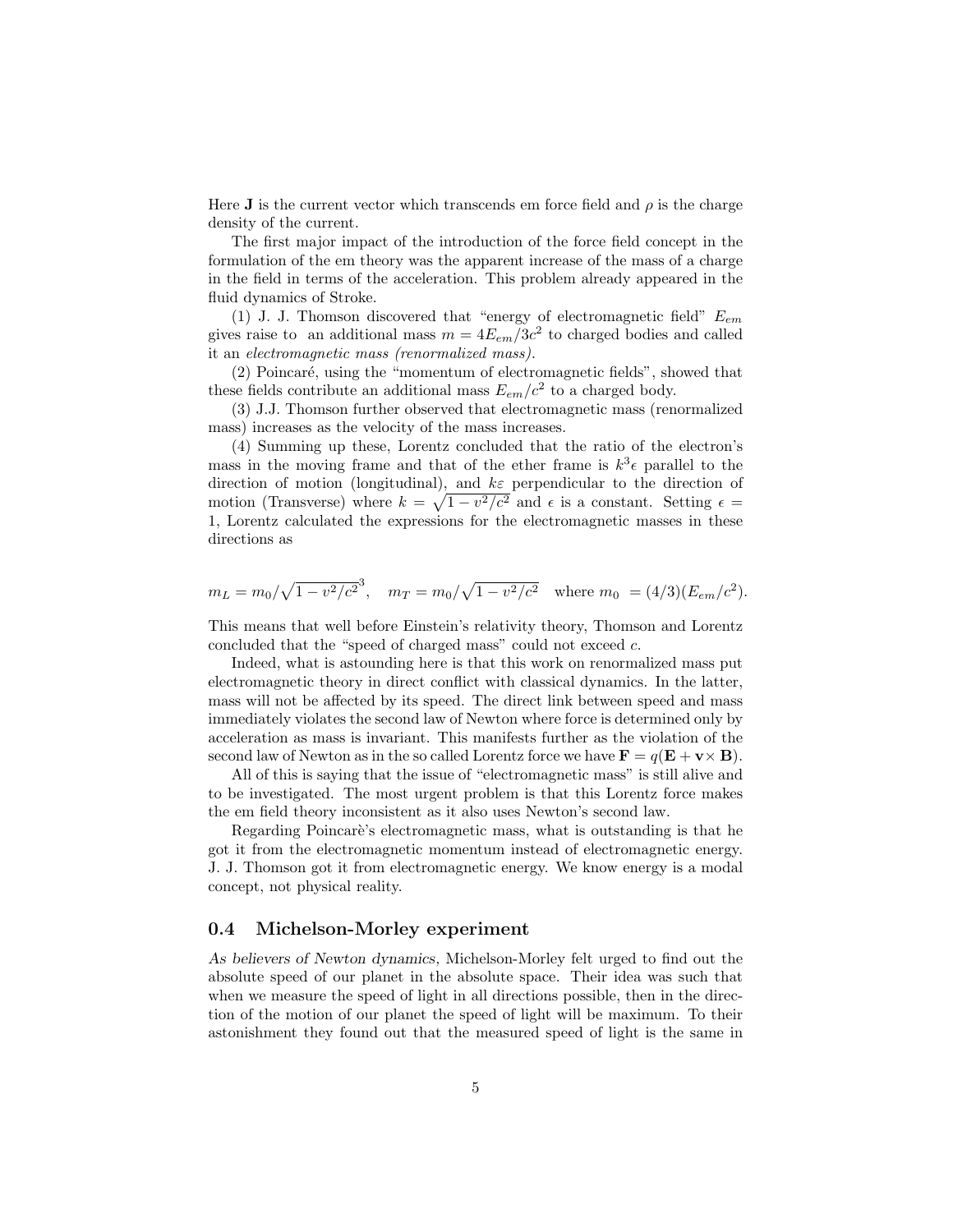Here $\mathbf{J}$ is the current vector which transcends em force field and $\rho$ is the charge density of the current.

The first major impact of the introduction of the force field concept in the formulation of the em theory was the apparent increase of the mass of a charge in the field in terms of the acceleration. This problem already appeared in the fluid dynamics of Stroke.

(1) J. J. Thomson discovered that "energy of electromagnetic field" $E_{em}$ gives raise to an additional mass $m = 4E_{em}/3c^2$ to charged bodies and called it an *electromagnetic mass (renormalized mass).*

(2) Poincaré, using the "momentum of electromagnetic fields", showed that these fields contribute an additional mass $E_{em}/c^2$ to a charged body.

(3) J.J. Thomson further observed that electromagnetic mass (renormalized mass) increases as the velocity of the mass increases.

(4) Summing up these, Lorentz concluded that the ratio of the electron's mass in the moving frame and that of the ether frame is $k^3\epsilon$ parallel to the direction of motion (longitudinal), and $k\varepsilon$ perpendicular to the direction of motion (Transverse) where $k = \sqrt{1 - v^2/c^2}$ and $\epsilon$ is a constant. Setting $\epsilon = 1$, Lorentz calculated the expressions for the electromagnetic masses in these directions as

$$m_L = m_0/\sqrt{1 - v^2/c^2}^3, \quad m_T = m_0/\sqrt{1 - v^2/c^2} \quad \text{where } m_0 = (4/3)(E_{em}/c^2).$$

This means that well before Einstein's relativity theory, Thomson and Lorentz concluded that the "speed of charged mass" could not exceed $c$.

Indeed, what is astounding here is that this work on renormalized mass put electromagnetic theory in direct conflict with classical dynamics. In the latter, mass will not be affected by its speed. The direct link between speed and mass immediately violates the second law of Newton where force is determined only by acceleration as mass is invariant. This manifests further as the violation of the second law of Newton as in the so called Lorentz force we have $\mathbf{F} = q(\mathbf{E} + \mathbf{v} \times \mathbf{B})$.

All of this is saying that the issue of "electromagnetic mass" is still alive and to be investigated. The most urgent problem is that this Lorentz force makes the em field theory inconsistent as it also uses Newton's second law.

Regarding Poincarè's electromagnetic mass, what is outstanding is that he got it from the electromagnetic momentum instead of electromagnetic energy. J. J. Thomson got it from electromagnetic energy. We know energy is a modal concept, not physical reality.

## 0.4 Michelson-Morley experiment

*As believers of Newton dynamics*, Michelson-Morley felt urged to find out the absolute speed of our planet in the absolute space. Their idea was such that when we measure the speed of light in all directions possible, then in the direction of the motion of our planet the speed of light will be maximum. To their astonishment they found out that the measured speed of light is the same in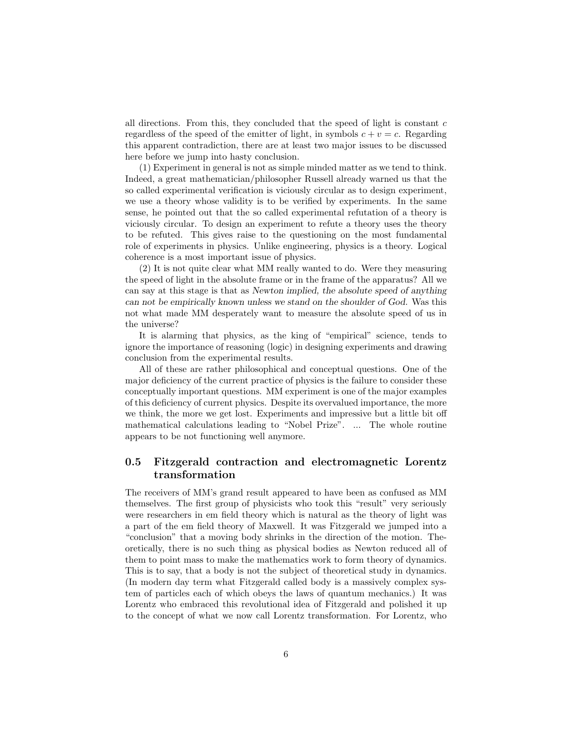all directions. From this, they concluded that the speed of light is constant $c$ regardless of the speed of the emitter of light, in symbols $c + v = c$. Regarding this apparent contradiction, there are at least two major issues to be discussed here before we jump into hasty conclusion.

(1) Experiment in general is not as simple minded matter as we tend to think. Indeed, a great mathematician/philosopher Russell already warned us that the so called experimental verification is viciously circular as to design experiment, we use a theory whose validity is to be verified by experiments. In the same sense, he pointed out that the so called experimental refutation of a theory is viciously circular. To design an experiment to refute a theory uses the theory to be refuted. This gives raise to the questioning on the most fundamental role of experiments in physics. Unlike engineering, physics is a theory. Logical coherence is a most important issue of physics.

(2) It is not quite clear what MM really wanted to do. Were they measuring the speed of light in the absolute frame or in the frame of the apparatus? All we can say at this stage is that as *Newton implied, the absolute speed of anything can not be empirically known unless we stand on the shoulder of God.* Was this not what made MM desperately want to measure the absolute speed of us in the universe?

It is alarming that physics, as the king of "empirical" science, tends to ignore the importance of reasoning (logic) in designing experiments and drawing conclusion from the experimental results.

All of these are rather philosophical and conceptual questions. One of the major deficiency of the current practice of physics is the failure to consider these conceptually important questions. MM experiment is one of the major examples of this deficiency of current physics. Despite its overvalued importance, the more we think, the more we get lost. Experiments and impressive but a little bit off mathematical calculations leading to "Nobel Prize". ... The whole routine appears to be not functioning well anymore.

## 0.5 Fitzgerald contraction and electromagnetic Lorentz transformation

The receivers of MM's grand result appeared to have been as confused as MM themselves. The first group of physicists who took this "result" very seriously were researchers in em field theory which is natural as the theory of light was a part of the em field theory of Maxwell. It was Fitzgerald we jumped into a "conclusion" that a moving body shrinks in the direction of the motion. Theoretically, there is no such thing as physical bodies as Newton reduced all of them to point mass to make the mathematics work to form theory of dynamics. This is to say, that a body is not the subject of theoretical study in dynamics. (In modern day term what Fitzgerald called body is a massively complex system of particles each of which obeys the laws of quantum mechanics.) It was Lorentz who embraced this revolutional idea of Fitzgerald and polished it up to the concept of what we now call Lorentz transformation. For Lorentz, who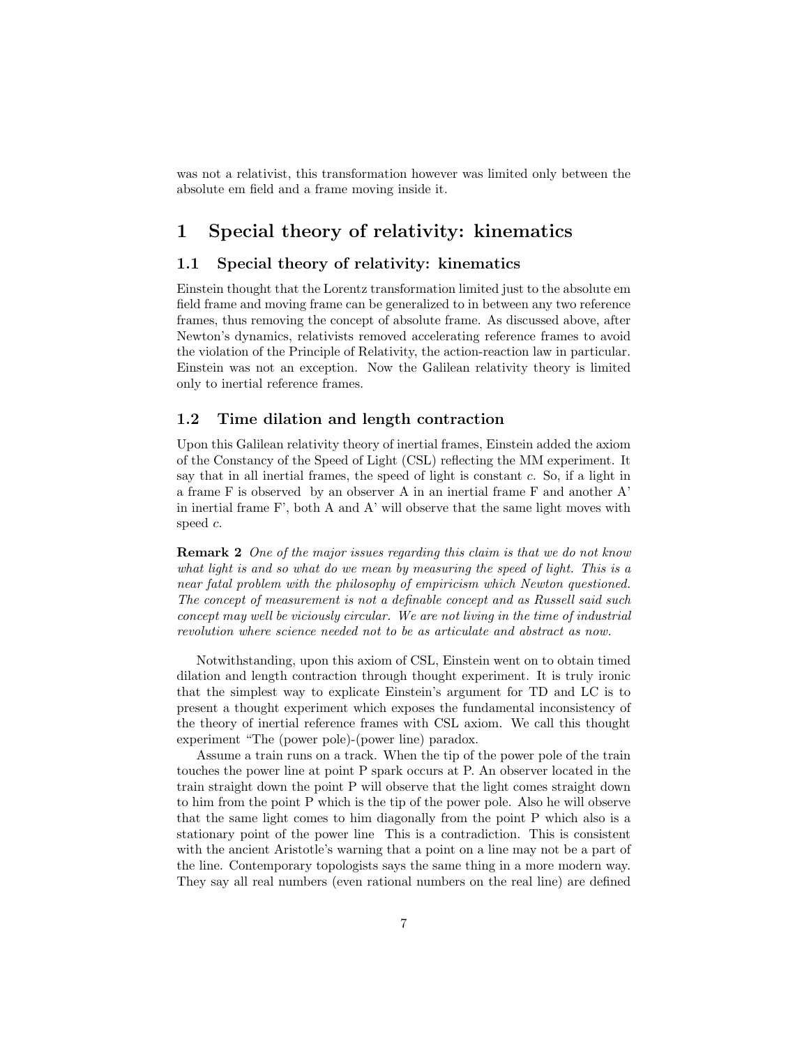was not a relativist, this transformation however was limited only between the absolute em field and a frame moving inside it.

# 1 Special theory of relativity: kinematics

## 1.1 Special theory of relativity: kinematics

Einstein thought that the Lorentz transformation limited just to the absolute em field frame and moving frame can be generalized to in between any two reference frames, thus removing the concept of absolute frame. As discussed above, after Newton's dynamics, relativists removed accelerating reference frames to avoid the violation of the Principle of Relativity, the action-reaction law in particular. Einstein was not an exception. Now the Galilean relativity theory is limited only to inertial reference frames.

## 1.2 Time dilation and length contraction

Upon this Galilean relativity theory of inertial frames, Einstein added the axiom of the Constancy of the Speed of Light (CSL) reflecting the MM experiment. It say that in all inertial frames, the speed of light is constant $c$. So, if a light in a frame F is observed by an observer A in an inertial frame F and another A' in inertial frame F', both A and A' will observe that the same light moves with speed $c$.

**Remark 2** *One of the major issues regarding this claim is that we do not know what light is and so what do we mean by measuring the speed of light. This is a near fatal problem with the philosophy of empiricism which Newton questioned. The concept of measurement is not a definable concept and as Russell said such concept may well be viciously circular. We are not living in the time of industrial revolution where science needed not to be as articulate and abstract as now.*

Notwithstanding, upon this axiom of CSL, Einstein went on to obtain timed dilation and length contraction through thought experiment. It is truly ironic that the simplest way to explicate Einstein's argument for TD and LC is to present a thought experiment which exposes the fundamental inconsistency of the theory of inertial reference frames with CSL axiom. We call this thought experiment "The (power pole)-(power line) paradox.

Assume a train runs on a track. When the tip of the power pole of the train touches the power line at point P spark occurs at P. An observer located in the train straight down the point P will observe that the light comes straight down to him from the point P which is the tip of the power pole. Also he will observe that the same light comes to him diagonally from the point P which also is a stationary point of the power line This is a contradiction. This is consistent with the ancient Aristotle's warning that a point on a line may not be a part of the line. Contemporary topologists says the same thing in a more modern way. They say all real numbers (even rational numbers on the real line) are defined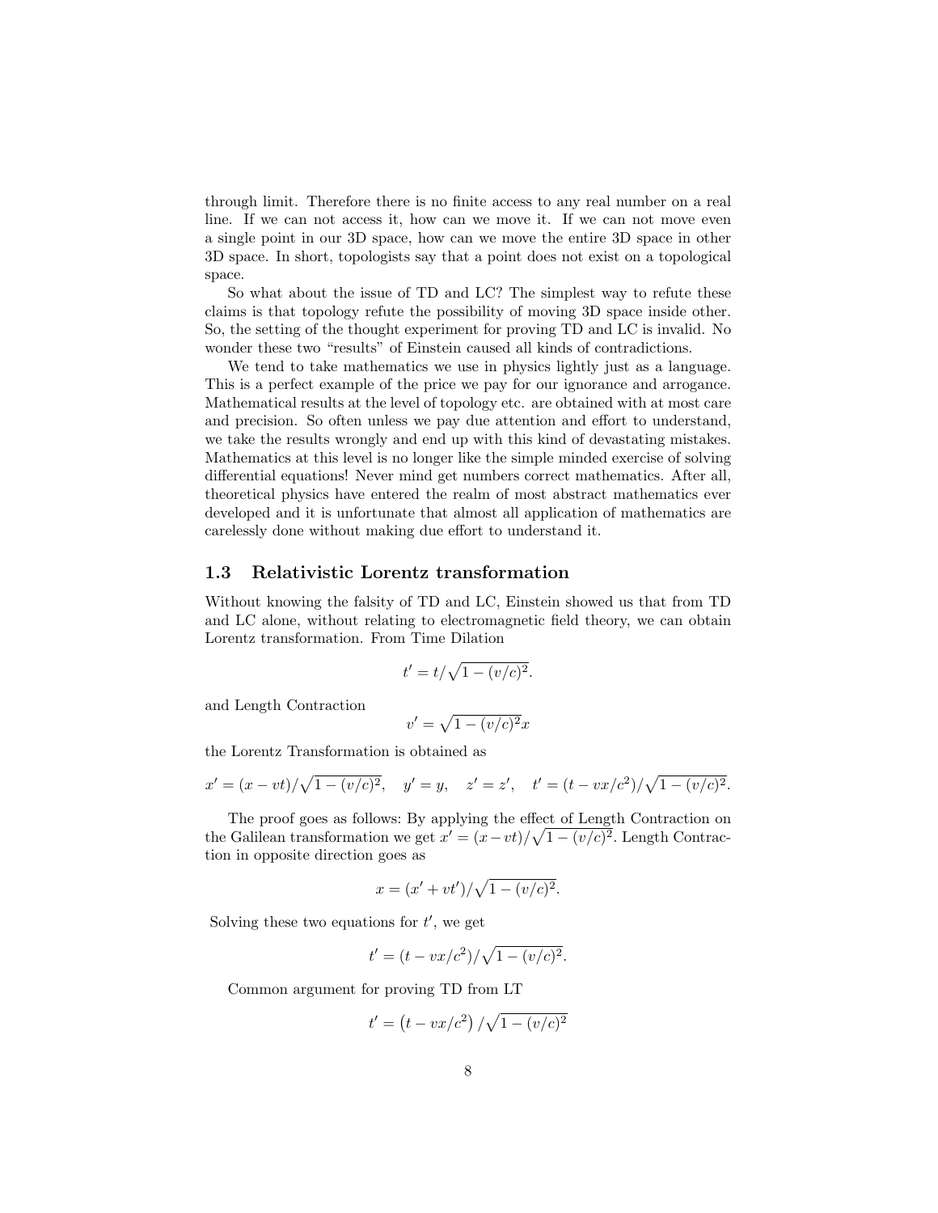through limit. Therefore there is no finite access to any real number on a real line. If we can not access it, how can we move it. If we can not move even a single point in our 3D space, how can we move the entire 3D space in other 3D space. In short, topologists say that a point does not exist on a topological space.

So what about the issue of TD and LC? The simplest way to refute these claims is that topology refute the possibility of moving 3D space inside other. So, the setting of the thought experiment for proving TD and LC is invalid. No wonder these two "results" of Einstein caused all kinds of contradictions.

We tend to take mathematics we use in physics lightly just as a language. This is a perfect example of the price we pay for our ignorance and arrogance. Mathematical results at the level of topology etc. are obtained with at most care and precision. So often unless we pay due attention and effort to understand, we take the results wrongly and end up with this kind of devastating mistakes. Mathematics at this level is no longer like the simple minded exercise of solving differential equations! Never mind get numbers correct mathematics. After all, theoretical physics have entered the realm of most abstract mathematics ever developed and it is unfortunate that almost all application of mathematics are carelessly done without making due effort to understand it.

### 1.3 Relativistic Lorentz transformation

Without knowing the falsity of TD and LC, Einstein showed us that from TD and LC alone, without relating to electromagnetic field theory, we can obtain Lorentz transformation. From Time Dilation

$$t' = t/\sqrt{1-(v/c)^2}.$$

and Length Contraction

$$v' = \sqrt{1-(v/c)^2}x$$

the Lorentz Transformation is obtained as

$$x' = (x - vt)/\sqrt{1-(v/c)^2}, \quad y' = y, \quad z' = z', \quad t' = (t - vx/c^2)/\sqrt{1-(v/c)^2}.$$

The proof goes as follows: By applying the effect of Length Contraction on the Galilean transformation we get $x' = (x-vt)/\sqrt{1-(v/c)^2}$. Length Contraction in opposite direction goes as

$$x = (x' + vt')/\sqrt{1-(v/c)^2}.$$

Solving these two equations for $t'$, we get

$$t' = (t - vx/c^2)/\sqrt{1-(v/c)^2}.$$

Common argument for proving TD from LT

$$t' = \left(t - vx/c^2\right)/\sqrt{1-(v/c)^2}$$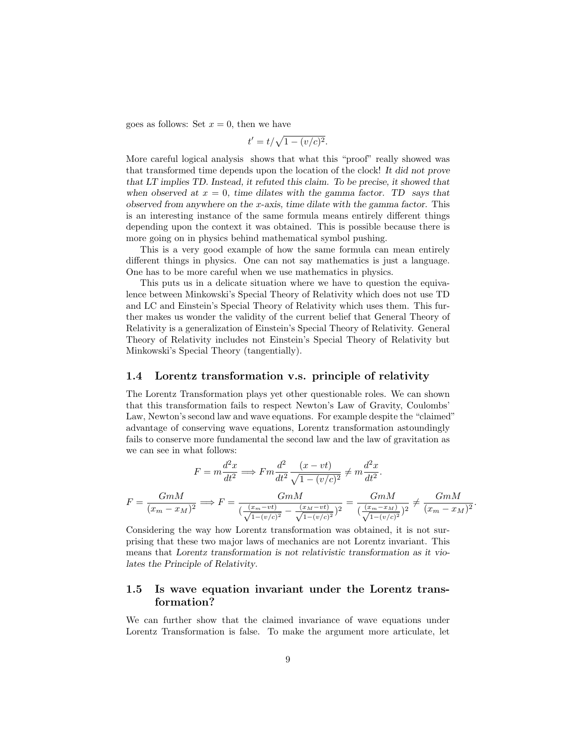goes as follows: Set $x = 0$, then we have

$$t' = t/\sqrt{1-(v/c)^2}.$$

More careful logical analysis shows that what this "proof" really showed was that transformed time depends upon the location of the clock! *It did not prove that LT implies TD. Instead, it refuted this claim. To be precise, it showed that when observed at $x = 0$, time dilates with the gamma factor. TD says that observed from anywhere on the x-axis, time dilate with the gamma factor.* This is an interesting instance of the same formula means entirely different things depending upon the context it was obtained. This is possible because there is more going on in physics behind mathematical symbol pushing.

This is a very good example of how the same formula can mean entirely different things in physics. One can not say mathematics is just a language. One has to be more careful when we use mathematics in physics.

This puts us in a delicate situation where we have to question the equivalence between Minkowski's Special Theory of Relativity which does not use TD and LC and Einstein's Special Theory of Relativity which uses them. This further makes us wonder the validity of the current belief that General Theory of Relativity is a generalization of Einstein's Special Theory of Relativity. General Theory of Relativity includes not Einstein's Special Theory of Relativity but Minkowski's Special Theory (tangentially).

### 1.4 Lorentz transformation v.s. principle of relativity

The Lorentz Transformation plays yet other questionable roles. We can shown that this transformation fails to respect Newton's Law of Gravity, Coulombs' Law, Newton's second law and wave equations. For example despite the "claimed" advantage of conserving wave equations, Lorentz transformation astoundingly fails to conserve more fundamental the second law and the law of gravitation as we can see in what follows:

$$F = m\frac{d^2x}{dt^2} \Longrightarrow Fm\frac{d^2}{dt^2}\frac{(x-vt)}{\sqrt{1-(v/c)^2}} \neq m\frac{d^2x}{dt^2}.$$

$$F = \frac{GmM}{(x_m - x_M)^2} \Longrightarrow F = \frac{GmM}{(\frac{(x_m-vt)}{\sqrt{1-(v/c)^2}} - \frac{(x_M-vt)}{\sqrt{1-(v/c)^2}})^2} = \frac{GmM}{(\frac{(x_m-x_M)}{\sqrt{1-(v/c)^2}})^2} \neq \frac{GmM}{(x_m - x_M)^2}.$$

Considering the way how Lorentz transformation was obtained, it is not surprising that these two major laws of mechanics are not Lorentz invariant. This means that *Lorentz transformation is not relativistic transformation as it violates the Principle of Relativity.*

### 1.5 Is wave equation invariant under the Lorentz transformation?

We can further show that the claimed invariance of wave equations under Lorentz Transformation is false. To make the argument more articulate, let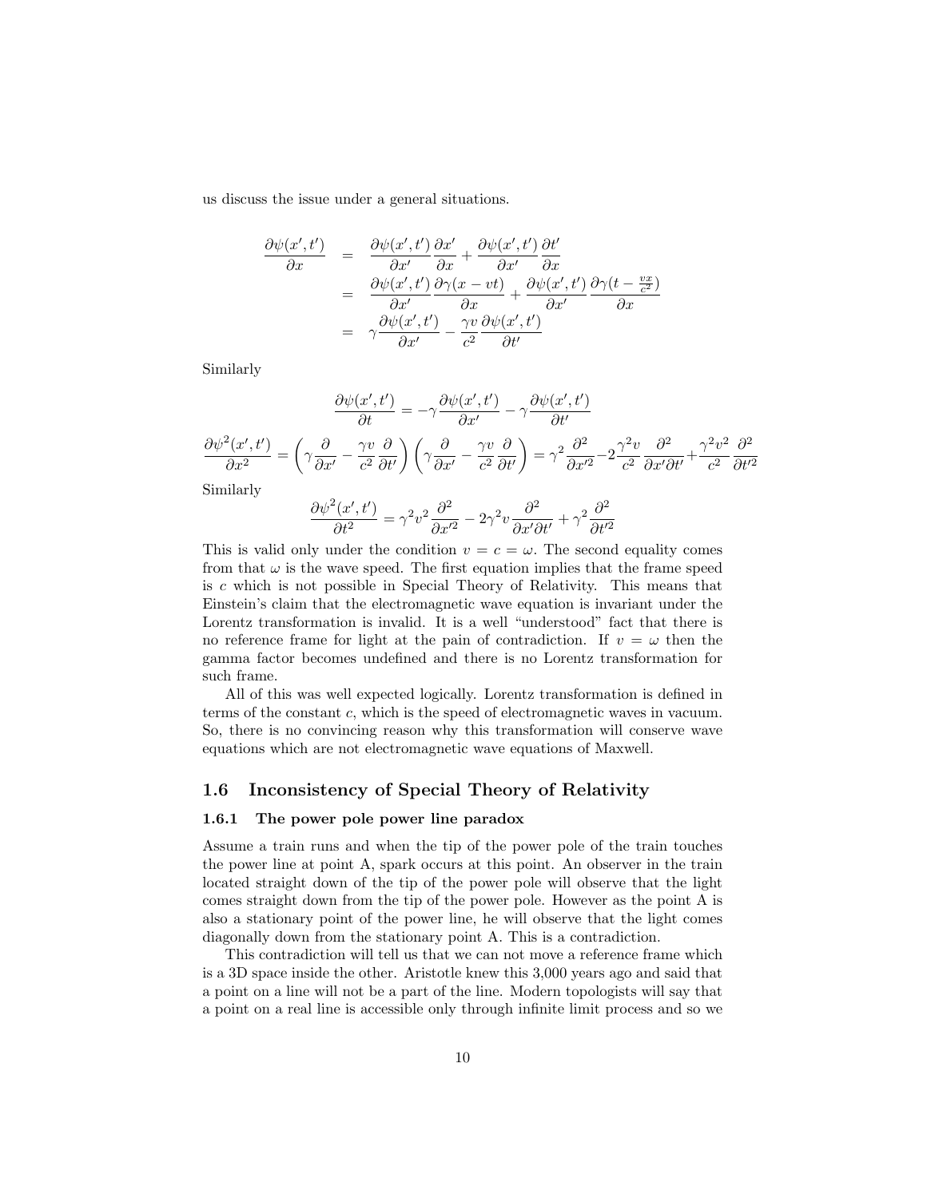us discuss the issue under a general situations.

$$
\begin{aligned}
\frac{\partial \psi(x',t')}{\partial x} &= \frac{\partial \psi(x',t')}{\partial x'}\frac{\partial x'}{\partial x} + \frac{\partial \psi(x',t')}{\partial x'}\frac{\partial t'}{\partial x} \\
&= \frac{\partial \psi(x',t')}{\partial x'}\frac{\partial \gamma(x-vt)}{\partial x} + \frac{\partial \psi(x',t')}{\partial x'}\frac{\partial \gamma(t-\frac{vx}{c^2})}{\partial x} \\
&= \gamma\frac{\partial \psi(x',t')}{\partial x'} - \frac{\gamma v}{c^2}\frac{\partial \psi(x',t')}{\partial t'}
\end{aligned}
$$

Similarly

$$
\frac{\partial \psi(x',t')}{\partial t} = -\gamma\frac{\partial \psi(x',t')}{\partial x'} - \gamma\frac{\partial \psi(x',t')}{\partial t'}
$$

$$
\frac{\partial \psi^2(x',t')}{\partial x^2} = \left(\gamma\frac{\partial}{\partial x'} - \frac{\gamma v}{c^2}\frac{\partial}{\partial t'}\right)\left(\gamma\frac{\partial}{\partial x'} - \frac{\gamma v}{c^2}\frac{\partial}{\partial t'}\right) = \gamma^2\frac{\partial^2}{\partial x'^2} - 2\frac{\gamma^2 v}{c^2}\frac{\partial^2}{\partial x'\partial t'} + \frac{\gamma^2 v^2}{c^2}\frac{\partial^2}{\partial t'^2}
$$

Similarly

$$
\frac{\partial \psi^2(x',t')}{\partial t^2} = \gamma^2 v^2\frac{\partial^2}{\partial x'^2} - 2\gamma^2 v\frac{\partial^2}{\partial x'\partial t'} + \gamma^2\frac{\partial^2}{\partial t'^2}
$$

This is valid only under the condition $v = c = \omega$. The second equality comes from that $\omega$ is the wave speed. The first equation implies that the frame speed is $c$ which is not possible in Special Theory of Relativity. This means that Einstein's claim that the electromagnetic wave equation is invariant under the Lorentz transformation is invalid. It is a well "understood" fact that there is no reference frame for light at the pain of contradiction. If $v = \omega$ then the gamma factor becomes undefined and there is no Lorentz transformation for such frame.

All of this was well expected logically. Lorentz transformation is defined in terms of the constant $c$, which is the speed of electromagnetic waves in vacuum. So, there is no convincing reason why this transformation will conserve wave equations which are not electromagnetic wave equations of Maxwell.

## 1.6 Inconsistency of Special Theory of Relativity

### 1.6.1 The power pole power line paradox

Assume a train runs and when the tip of the power pole of the train touches the power line at point A, spark occurs at this point. An observer in the train located straight down of the tip of the power pole will observe that the light comes straight down from the tip of the power pole. However as the point A is also a stationary point of the power line, he will observe that the light comes diagonally down from the stationary point A. This is a contradiction.

This contradiction will tell us that we can not move a reference frame which is a 3D space inside the other. Aristotle knew this 3,000 years ago and said that a point on a line will not be a part of the line. Modern topologists will say that a point on a real line is accessible only through infinite limit process and so we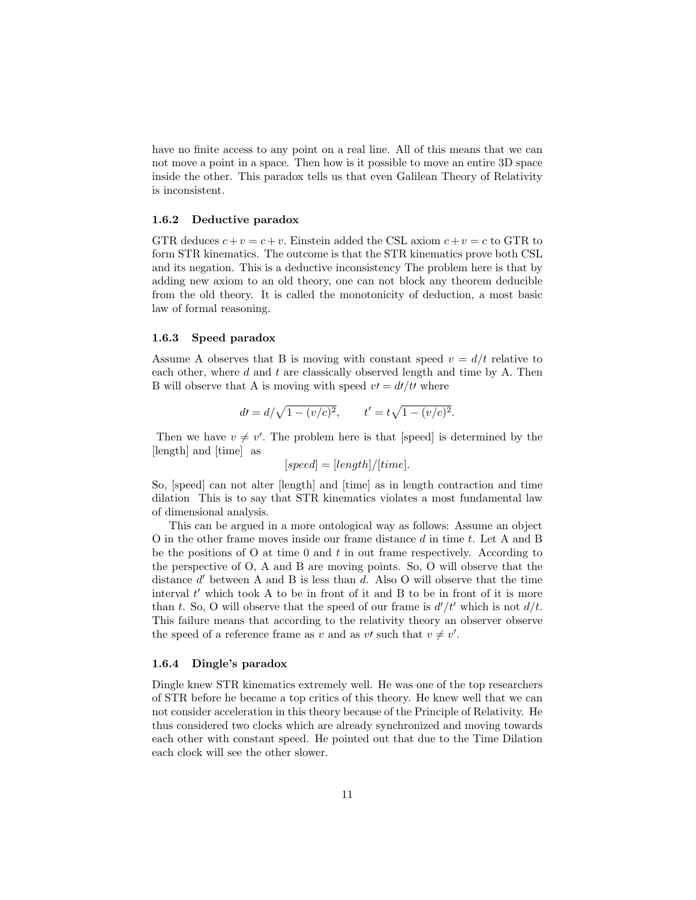have no finite access to any point on a real line. All of this means that we can not move a point in a space. Then how is it possible to move an entire 3D space inside the other. This paradox tells us that even Galilean Theory of Relativity is inconsistent.

### 1.6.2 Deductive paradox

GTR deduces $c+v = c+v$. Einstein added the CSL axiom $c+v = c$ to GTR to form STR kinematics. The outcome is that the STR kinematics prove both CSL and its negation. This is a deductive inconsistency The problem here is that by adding new axiom to an old theory, one can not block any theorem deducible from the old theory. It is called the monotonicity of deduction, a most basic law of formal reasoning.

### 1.6.3 Speed paradox

Assume A observes that B is moving with constant speed $v = d/t$ relative to each other, where $d$ and $t$ are classically observed length and time by A. Then B will observe that A is moving with speed $v\prime = d\prime/t\prime$ where

$$d\prime = d/\sqrt{1-(v/c)^2}, \qquad t' = t\sqrt{1-(v/c)^2}.$$

Then we have $v \neq v'$. The problem here is that [speed] is determined by the [length] and [time] as

$$[speed] = [length]/[time].$$

So, [speed] can not alter [length] and [time] as in length contraction and time dilation This is to say that STR kinematics violates a most fundamental law of dimensional analysis.

This can be argued in a more ontological way as follows: Assume an object O in the other frame moves inside our frame distance $d$ in time $t$. Let A and B be the positions of O at time 0 and $t$ in out frame respectively. According to the perspective of O, A and B are moving points. So, O will observe that the distance $d'$ between A and B is less than $d$. Also O will observe that the time interval $t'$ which took A to be in front of it and B to be in front of it is more than $t$. So, O will observe that the speed of our frame is $d'/t'$ which is not $d/t$. This failure means that according to the relativity theory an observer observe the speed of a reference frame as $v$ and as $v\prime$ such that $v \neq v'$.

### 1.6.4 Dingle's paradox

Dingle knew STR kinematics extremely well. He was one of the top researchers of STR before he became a top critics of this theory. He knew well that we can not consider acceleration in this theory because of the Principle of Relativity. He thus considered two clocks which are already synchronized and moving towards each other with constant speed. He pointed out that due to the Time Dilation each clock will see the other slower.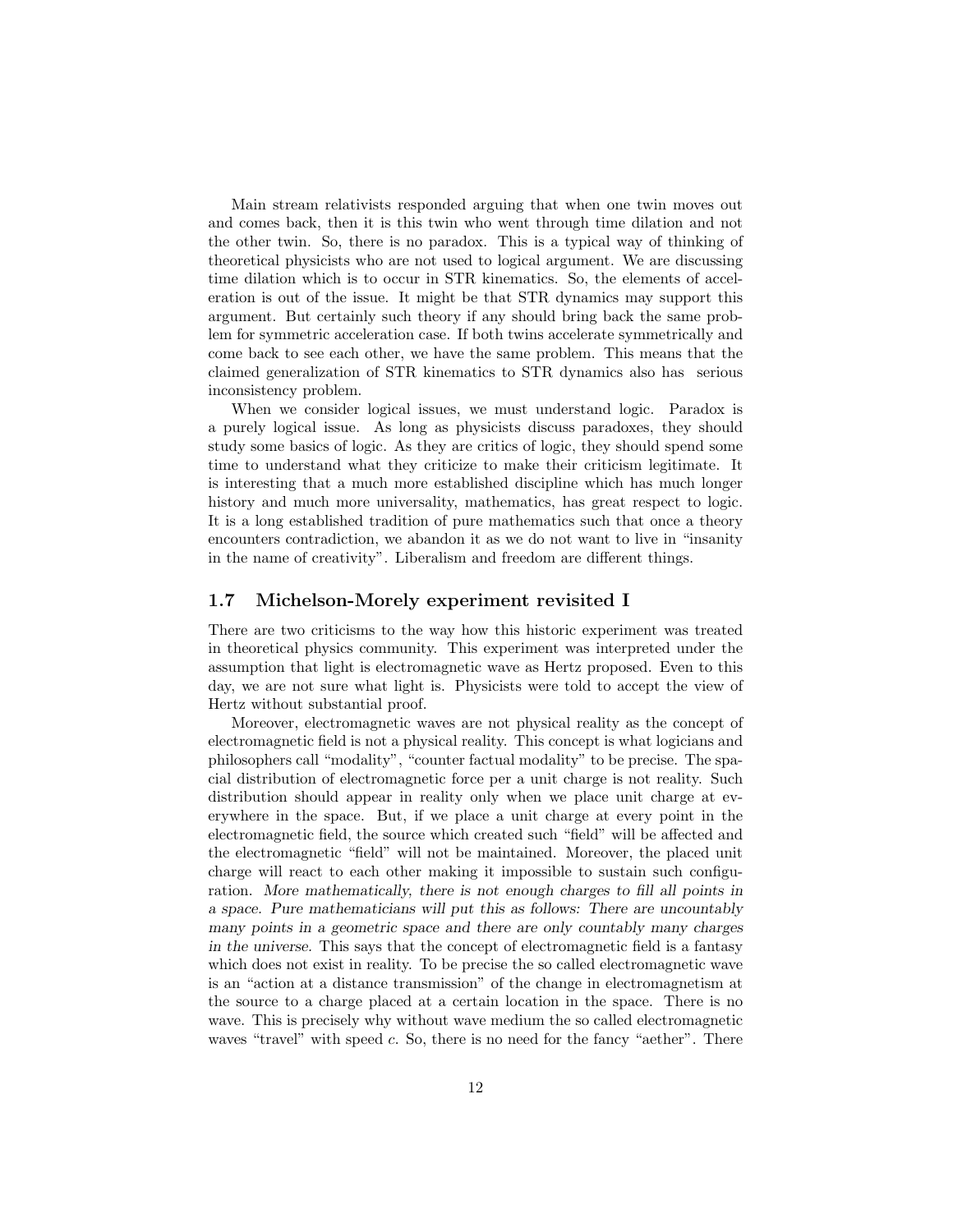Main stream relativists responded arguing that when one twin moves out and comes back, then it is this twin who went through time dilation and not the other twin. So, there is no paradox. This is a typical way of thinking of theoretical physicists who are not used to logical argument. We are discussing time dilation which is to occur in STR kinematics. So, the elements of acceleration is out of the issue. It might be that STR dynamics may support this argument. But certainly such theory if any should bring back the same problem for symmetric acceleration case. If both twins accelerate symmetrically and come back to see each other, we have the same problem. This means that the claimed generalization of STR kinematics to STR dynamics also has serious inconsistency problem.

When we consider logical issues, we must understand logic. Paradox is a purely logical issue. As long as physicists discuss paradoxes, they should study some basics of logic. As they are critics of logic, they should spend some time to understand what they criticize to make their criticism legitimate. It is interesting that a much more established discipline which has much longer history and much more universality, mathematics, has great respect to logic. It is a long established tradition of pure mathematics such that once a theory encounters contradiction, we abandon it as we do not want to live in "insanity in the name of creativity". Liberalism and freedom are different things.

## 1.7 Michelson-Morely experiment revisited I

There are two criticisms to the way how this historic experiment was treated in theoretical physics community. This experiment was interpreted under the assumption that light is electromagnetic wave as Hertz proposed. Even to this day, we are not sure what light is. Physicists were told to accept the view of Hertz without substantial proof.

Moreover, electromagnetic waves are not physical reality as the concept of electromagnetic field is not a physical reality. This concept is what logicians and philosophers call "modality", "counter factual modality" to be precise. The spacial distribution of electromagnetic force per a unit charge is not reality. Such distribution should appear in reality only when we place unit charge at everywhere in the space. But, if we place a unit charge at every point in the electromagnetic field, the source which created such "field" will be affected and the electromagnetic "field" will not be maintained. Moreover, the placed unit charge will react to each other making it impossible to sustain such configuration. *More mathematically, there is not enough charges to fill all points in a space. Pure mathematicians will put this as follows: There are uncountably many points in a geometric space and there are only countably many charges in the universe.* This says that the concept of electromagnetic field is a fantasy which does not exist in reality. To be precise the so called electromagnetic wave is an "action at a distance transmission" of the change in electromagnetism at the source to a charge placed at a certain location in the space. There is no wave. This is precisely why without wave medium the so called electromagnetic waves "travel" with speed $c$. So, there is no need for the fancy "aether". There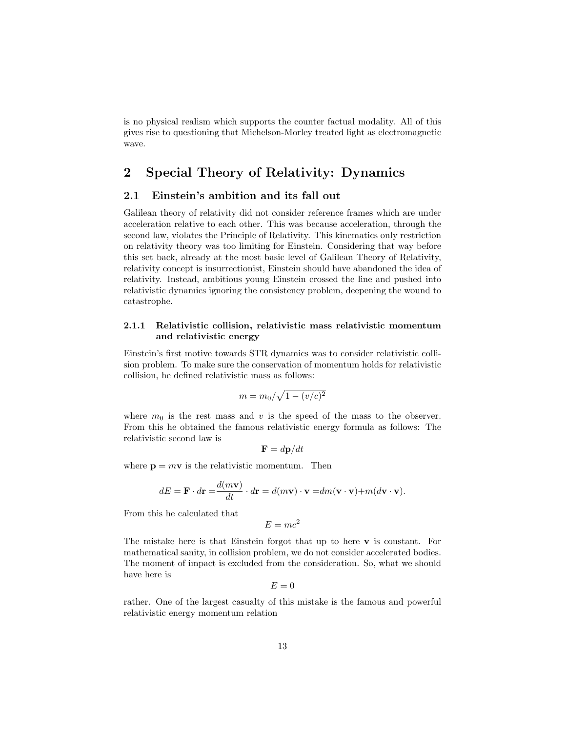is no physical realism which supports the counter factual modality. All of this gives rise to questioning that Michelson-Morley treated light as electromagnetic wave.

# 2 Special Theory of Relativity: Dynamics

## 2.1 Einstein's ambition and its fall out

Galilean theory of relativity did not consider reference frames which are under acceleration relative to each other. This was because acceleration, through the second law, violates the Principle of Relativity. This kinematics only restriction on relativity theory was too limiting for Einstein. Considering that way before this set back, already at the most basic level of Galilean Theory of Relativity, relativity concept is insurrectionist, Einstein should have abandoned the idea of relativity. Instead, ambitious young Einstein crossed the line and pushed into relativistic dynamics ignoring the consistency problem, deepening the wound to catastrophe.

### 2.1.1 Relativistic collision, relativistic mass relativistic momentum and relativistic energy

Einstein's first motive towards STR dynamics was to consider relativistic collision problem. To make sure the conservation of momentum holds for relativistic collision, he defined relativistic mass as follows:

$$m = m_0/\sqrt{1-(v/c)^2}$$

where $m_0$ is the rest mass and $v$ is the speed of the mass to the observer. From this he obtained the famous relativistic energy formula as follows: The relativistic second law is

$$\mathbf{F} = d\mathbf{p}/dt$$

where $\mathbf{p} = m\mathbf{v}$ is the relativistic momentum. Then

$$dE = \mathbf{F} \cdot d\mathbf{r} = \frac{d(m\mathbf{v})}{dt} \cdot d\mathbf{r} = d(m\mathbf{v}) \cdot \mathbf{v} = dm(\mathbf{v} \cdot \mathbf{v}) + m(d\mathbf{v} \cdot \mathbf{v}).$$

From this he calculated that

$$E = mc^2$$

The mistake here is that Einstein forgot that up to here $\mathbf{v}$ is constant. For mathematical sanity, in collision problem, we do not consider accelerated bodies. The moment of impact is excluded from the consideration. So, what we should have here is

$$E = 0$$

rather. One of the largest casualty of this mistake is the famous and powerful relativistic energy momentum relation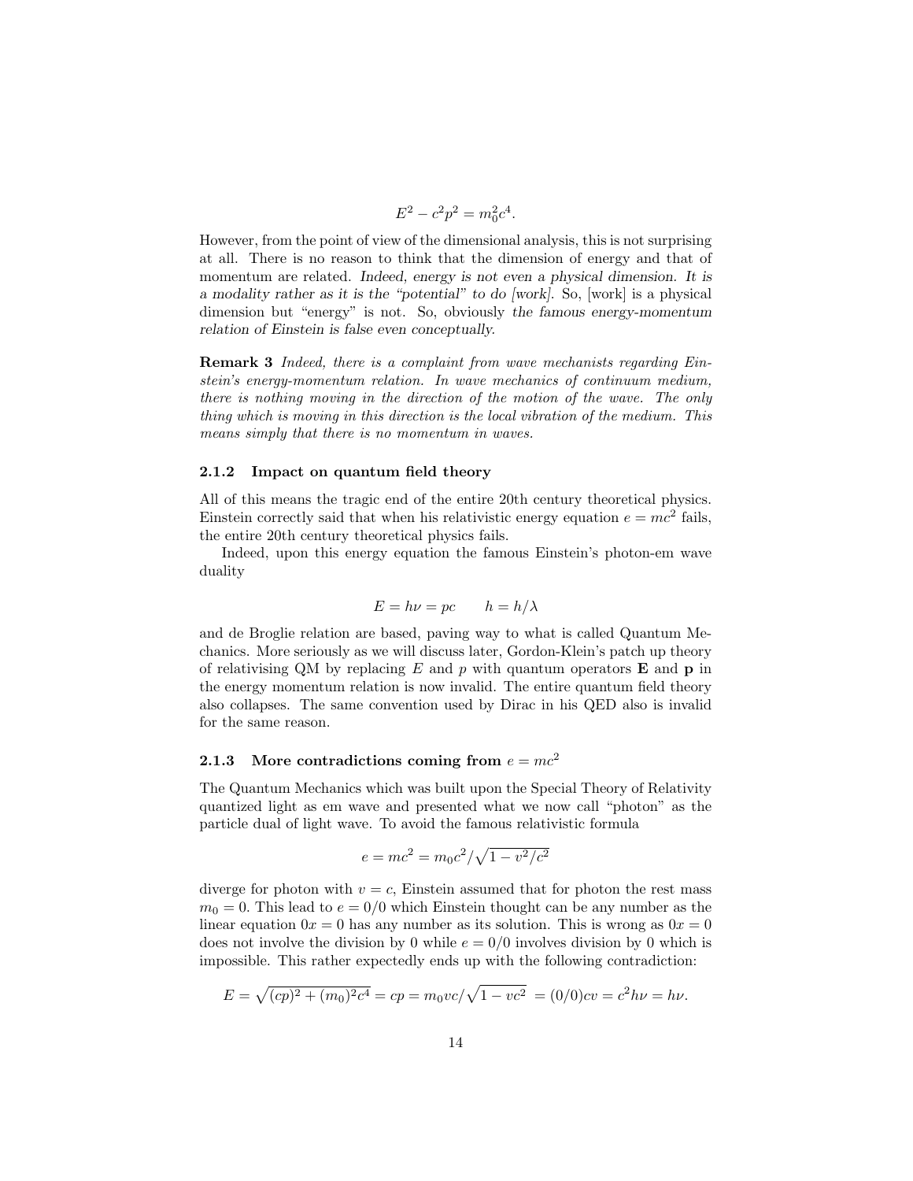$$E^2 - c^2p^2 = m_0^2c^4.$$

However, from the point of view of the dimensional analysis, this is not surprising at all. There is no reason to think that the dimension of energy and that of momentum are related. *Indeed, energy is not even a physical dimension. It is a modality rather as it is the "potential" to do [work].* So, [work] is a physical dimension but "energy" is not. So, obviously *the famous energy-momentum relation of Einstein is false even conceptually.*

**Remark 3** *Indeed, there is a complaint from wave mechanists regarding Einstein's energy-momentum relation. In wave mechanics of continuum medium, there is nothing moving in the direction of the motion of the wave. The only thing which is moving in this direction is the local vibration of the medium. This means simply that there is no momentum in waves.*

### 2.1.2 Impact on quantum field theory

All of this means the tragic end of the entire 20th century theoretical physics. Einstein correctly said that when his relativistic energy equation $e = mc^2$ fails, the entire 20th century theoretical physics fails.

Indeed, upon this energy equation the famous Einstein's photon-em wave duality

$$E = h\nu = pc \qquad h = h/\lambda$$

and de Broglie relation are based, paving way to what is called Quantum Mechanics. More seriously as we will discuss later, Gordon-Klein's patch up theory of relativising QM by replacing $E$ and $p$ with quantum operators $\mathbf{E}$ and $\mathbf{p}$ in the energy momentum relation is now invalid. The entire quantum field theory also collapses. The same convention used by Dirac in his QED also is invalid for the same reason.

### 2.1.3 More contradictions coming from $e = mc^2$

The Quantum Mechanics which was built upon the Special Theory of Relativity quantized light as em wave and presented what we now call "photon" as the particle dual of light wave. To avoid the famous relativistic formula

$$e = mc^2 = m_0c^2/\sqrt{1 - v^2/c^2}$$

diverge for photon with $v = c$, Einstein assumed that for photon the rest mass $m_0 = 0$. This lead to $e = 0/0$ which Einstein thought can be any number as the linear equation $0x = 0$ has any number as its solution. This is wrong as $0x = 0$ does not involve the division by 0 while $e = 0/0$ involves division by 0 which is impossible. This rather expectedly ends up with the following contradiction:

$$E = \sqrt{(cp)^2 + (m_0)^2c^4} = cp = m_0vc/\sqrt{1 - vc^2} = (0/0)cv = c^2h\nu = h\nu.$$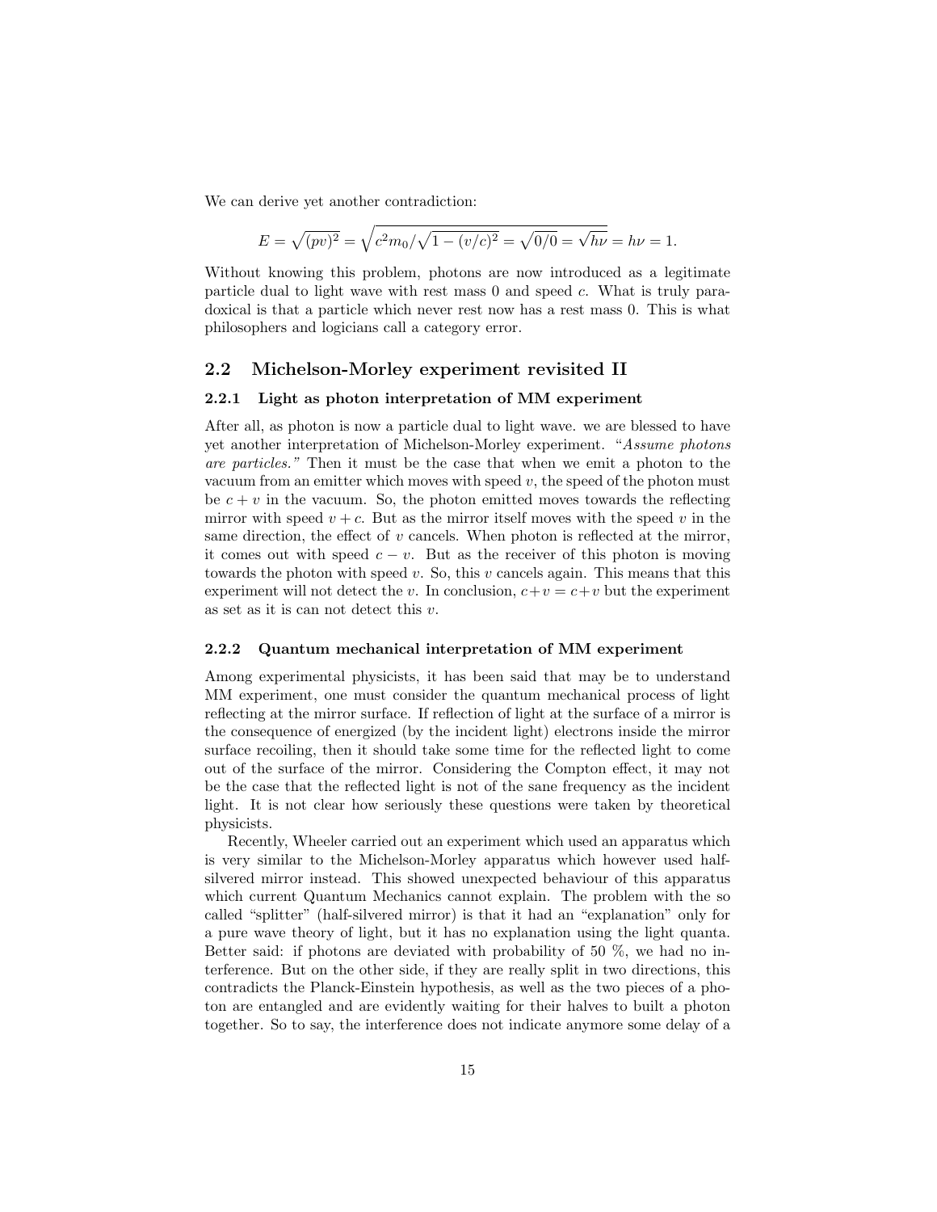We can derive yet another contradiction:

$$E = \sqrt{(pv)^2} = \sqrt{c^2 m_0/\sqrt{1-(v/c)^2}} = \sqrt{0/0} = \sqrt{h\nu} = h\nu = 1.$$

Without knowing this problem, photons are now introduced as a legitimate particle dual to light wave with rest mass 0 and speed $c$. What is truly paradoxical is that a particle which never rest now has a rest mass 0. This is what philosophers and logicians call a category error.

## 2.2 Michelson-Morley experiment revisited II

### 2.2.1 Light as photon interpretation of MM experiment

After all, as photon is now a particle dual to light wave. we are blessed to have yet another interpretation of Michelson-Morley experiment. "*Assume photons are particles.*" Then it must be the case that when we emit a photon to the vacuum from an emitter which moves with speed $v$, the speed of the photon must be $c+v$ in the vacuum. So, the photon emitted moves towards the reflecting mirror with speed $v+c$. But as the mirror itself moves with the speed $v$ in the same direction, the effect of $v$ cancels. When photon is reflected at the mirror, it comes out with speed $c-v$. But as the receiver of this photon is moving towards the photon with speed $v$. So, this $v$ cancels again. This means that this experiment will not detect the $v$. In conclusion, $c+v = c+v$ but the experiment as set as it is can not detect this $v$.

### 2.2.2 Quantum mechanical interpretation of MM experiment

Among experimental physicists, it has been said that may be to understand MM experiment, one must consider the quantum mechanical process of light reflecting at the mirror surface. If reflection of light at the surface of a mirror is the consequence of energized (by the incident light) electrons inside the mirror surface recoiling, then it should take some time for the reflected light to come out of the surface of the mirror. Considering the Compton effect, it may not be the case that the reflected light is not of the sane frequency as the incident light. It is not clear how seriously these questions were taken by theoretical physicists.

Recently, Wheeler carried out an experiment which used an apparatus which is very similar to the Michelson-Morley apparatus which however used half-silvered mirror instead. This showed unexpected behaviour of this apparatus which current Quantum Mechanics cannot explain. The problem with the so called "splitter" (half-silvered mirror) is that it had an "explanation" only for a pure wave theory of light, but it has no explanation using the light quanta. Better said: if photons are deviated with probability of 50 %, we had no interference. But on the other side, if they are really split in two directions, this contradicts the Planck-Einstein hypothesis, as well as the two pieces of a photon are entangled and are evidently waiting for their halves to built a photon together. So to say, the interference does not indicate anymore some delay of a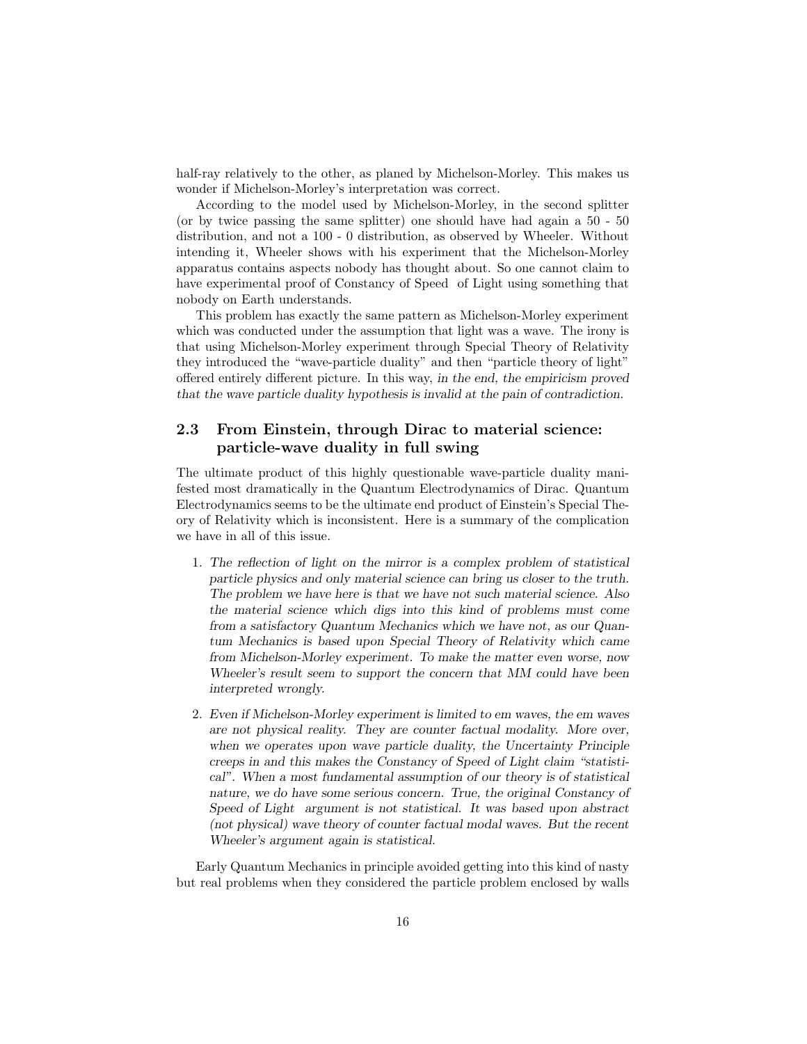half-ray relatively to the other, as planed by Michelson-Morley. This makes us wonder if Michelson-Morley's interpretation was correct.

According to the model used by Michelson-Morley, in the second splitter (or by twice passing the same splitter) one should have had again a 50 - 50 distribution, and not a 100 - 0 distribution, as observed by Wheeler. Without intending it, Wheeler shows with his experiment that the Michelson-Morley apparatus contains aspects nobody has thought about. So one cannot claim to have experimental proof of Constancy of Speed of Light using something that nobody on Earth understands.

This problem has exactly the same pattern as Michelson-Morley experiment which was conducted under the assumption that light was a wave. The irony is that using Michelson-Morley experiment through Special Theory of Relativity they introduced the "wave-particle duality" and then "particle theory of light" offered entirely different picture. In this way, *in the end, the empiricism proved that the wave particle duality hypothesis is invalid at the pain of contradiction.*

### 2.3 From Einstein, through Dirac to material science: particle-wave duality in full swing

The ultimate product of this highly questionable wave-particle duality manifested most dramatically in the Quantum Electrodynamics of Dirac. Quantum Electrodynamics seems to be the ultimate end product of Einstein's Special Theory of Relativity which is inconsistent. Here is a summary of the complication we have in all of this issue.

1. *The reflection of light on the mirror is a complex problem of statistical particle physics and only material science can bring us closer to the truth. The problem we have here is that we have not such material science. Also the material science which digs into this kind of problems must come from a satisfactory Quantum Mechanics which we have not, as our Quantum Mechanics is based upon Special Theory of Relativity which came from Michelson-Morley experiment. To make the matter even worse, now Wheeler's result seem to support the concern that MM could have been interpreted wrongly.*

2. *Even if Michelson-Morley experiment is limited to em waves, the em waves are not physical reality. They are counter factual modality. More over, when we operates upon wave particle duality, the Uncertainty Principle creeps in and this makes the Constancy of Speed of Light claim "statistical". When a most fundamental assumption of our theory is of statistical nature, we do have some serious concern. True, the original Constancy of Speed of Light argument is not statistical. It was based upon abstract (not physical) wave theory of counter factual modal waves. But the recent Wheeler's argument again is statistical.*

Early Quantum Mechanics in principle avoided getting into this kind of nasty but real problems when they considered the particle problem enclosed by walls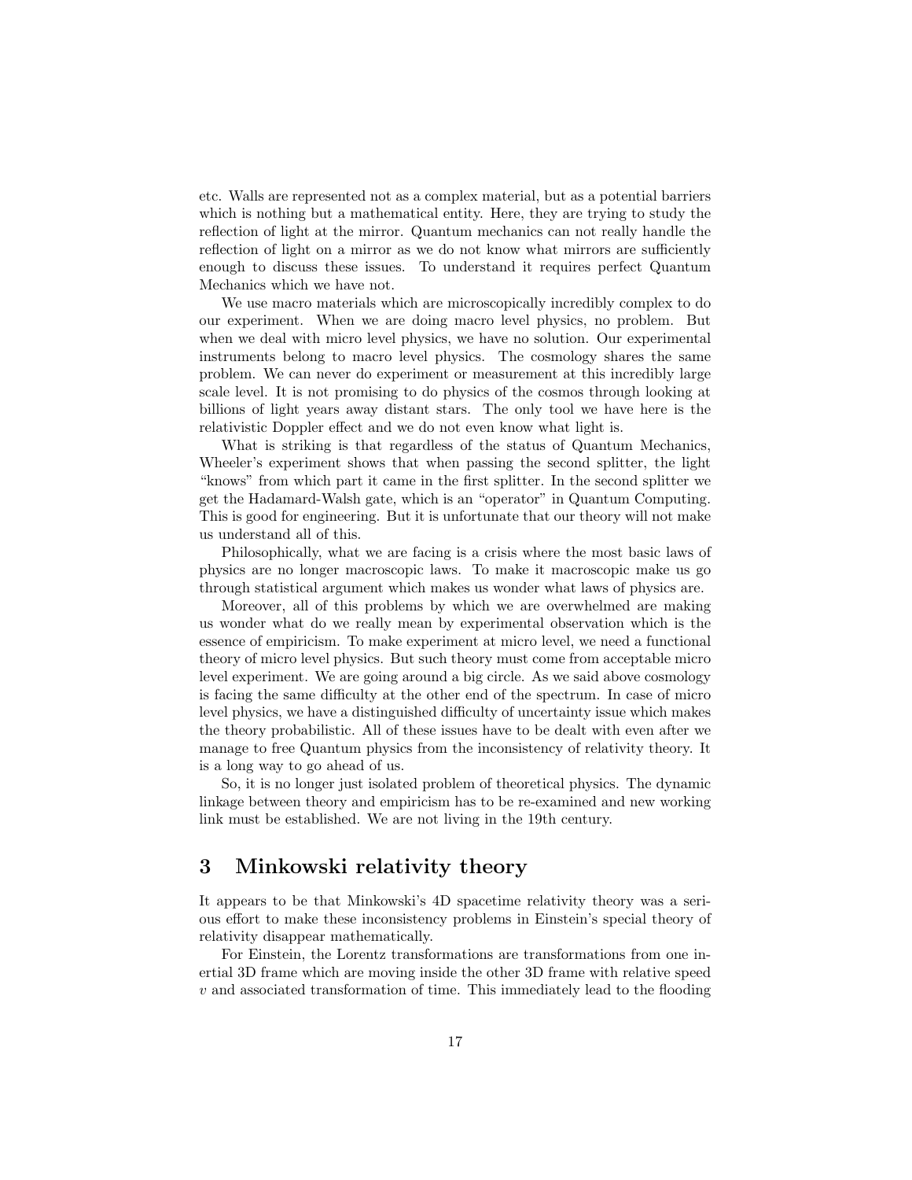etc. Walls are represented not as a complex material, but as a potential barriers which is nothing but a mathematical entity. Here, they are trying to study the reflection of light at the mirror. Quantum mechanics can not really handle the reflection of light on a mirror as we do not know what mirrors are sufficiently enough to discuss these issues. To understand it requires perfect Quantum Mechanics which we have not.

We use macro materials which are microscopically incredibly complex to do our experiment. When we are doing macro level physics, no problem. But when we deal with micro level physics, we have no solution. Our experimental instruments belong to macro level physics. The cosmology shares the same problem. We can never do experiment or measurement at this incredibly large scale level. It is not promising to do physics of the cosmos through looking at billions of light years away distant stars. The only tool we have here is the relativistic Doppler effect and we do not even know what light is.

What is striking is that regardless of the status of Quantum Mechanics, Wheeler's experiment shows that when passing the second splitter, the light "knows" from which part it came in the first splitter. In the second splitter we get the Hadamard-Walsh gate, which is an "operator" in Quantum Computing. This is good for engineering. But it is unfortunate that our theory will not make us understand all of this.

Philosophically, what we are facing is a crisis where the most basic laws of physics are no longer macroscopic laws. To make it macroscopic make us go through statistical argument which makes us wonder what laws of physics are.

Moreover, all of this problems by which we are overwhelmed are making us wonder what do we really mean by experimental observation which is the essence of empiricism. To make experiment at micro level, we need a functional theory of micro level physics. But such theory must come from acceptable micro level experiment. We are going around a big circle. As we said above cosmology is facing the same difficulty at the other end of the spectrum. In case of micro level physics, we have a distinguished difficulty of uncertainty issue which makes the theory probabilistic. All of these issues have to be dealt with even after we manage to free Quantum physics from the inconsistency of relativity theory. It is a long way to go ahead of us.

So, it is no longer just isolated problem of theoretical physics. The dynamic linkage between theory and empiricism has to be re-examined and new working link must be established. We are not living in the 19th century.

## 3 Minkowski relativity theory

It appears to be that Minkowski's 4D spacetime relativity theory was a serious effort to make these inconsistency problems in Einstein's special theory of relativity disappear mathematically.

For Einstein, the Lorentz transformations are transformations from one inertial 3D frame which are moving inside the other 3D frame with relative speed $v$ and associated transformation of time. This immediately lead to the flooding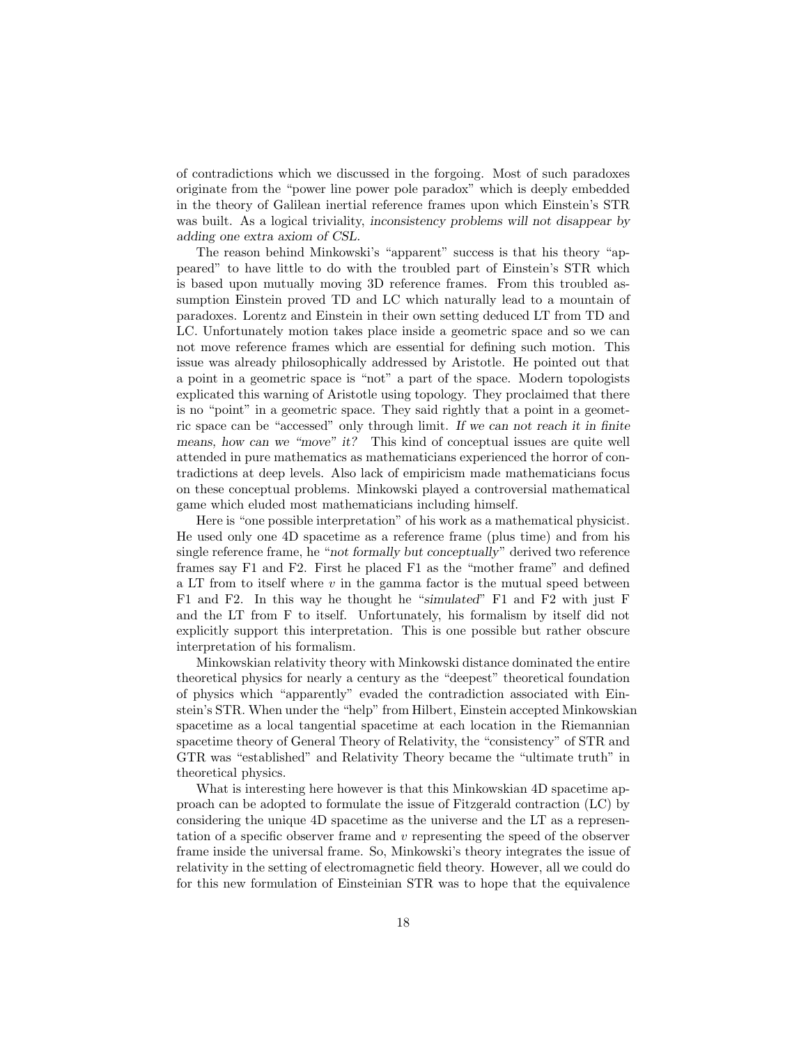of contradictions which we discussed in the forgoing. Most of such paradoxes originate from the "power line power pole paradox" which is deeply embedded in the theory of Galilean inertial reference frames upon which Einstein's STR was built. As a logical triviality, *inconsistency problems will not disappear by adding one extra axiom of CSL.*

The reason behind Minkowski's "apparent" success is that his theory "appeared" to have little to do with the troubled part of Einstein's STR which is based upon mutually moving 3D reference frames. From this troubled assumption Einstein proved TD and LC which naturally lead to a mountain of paradoxes. Lorentz and Einstein in their own setting deduced LT from TD and LC. Unfortunately motion takes place inside a geometric space and so we can not move reference frames which are essential for defining such motion. This issue was already philosophically addressed by Aristotle. He pointed out that a point in a geometric space is "not" a part of the space. Modern topologists explicated this warning of Aristotle using topology. They proclaimed that there is no "point" in a geometric space. They said rightly that a point in a geometric space can be "accessed" only through limit. *If we can not reach it in finite means, how can we "move" it?* This kind of conceptual issues are quite well attended in pure mathematics as mathematicians experienced the horror of contradictions at deep levels. Also lack of empiricism made mathematicians focus on these conceptual problems. Minkowski played a controversial mathematical game which eluded most mathematicians including himself.

Here is "one possible interpretation" of his work as a mathematical physicist. He used only one 4D spacetime as a reference frame (plus time) and from his single reference frame, he "*not formally but conceptually*" derived two reference frames say F1 and F2. First he placed F1 as the "mother frame" and defined a LT from to itself where $v$ in the gamma factor is the mutual speed between F1 and F2. In this way he thought he "*simulated*" F1 and F2 with just F and the LT from F to itself. Unfortunately, his formalism by itself did not explicitly support this interpretation. This is one possible but rather obscure interpretation of his formalism.

Minkowskian relativity theory with Minkowski distance dominated the entire theoretical physics for nearly a century as the "deepest" theoretical foundation of physics which "apparently" evaded the contradiction associated with Einstein's STR. When under the "help" from Hilbert, Einstein accepted Minkowskian spacetime as a local tangential spacetime at each location in the Riemannian spacetime theory of General Theory of Relativity, the "consistency" of STR and GTR was "established" and Relativity Theory became the "ultimate truth" in theoretical physics.

What is interesting here however is that this Minkowskian 4D spacetime approach can be adopted to formulate the issue of Fitzgerald contraction (LC) by considering the unique 4D spacetime as the universe and the LT as a representation of a specific observer frame and $v$ representing the speed of the observer frame inside the universal frame. So, Minkowski's theory integrates the issue of relativity in the setting of electromagnetic field theory. However, all we could do for this new formulation of Einsteinian STR was to hope that the equivalence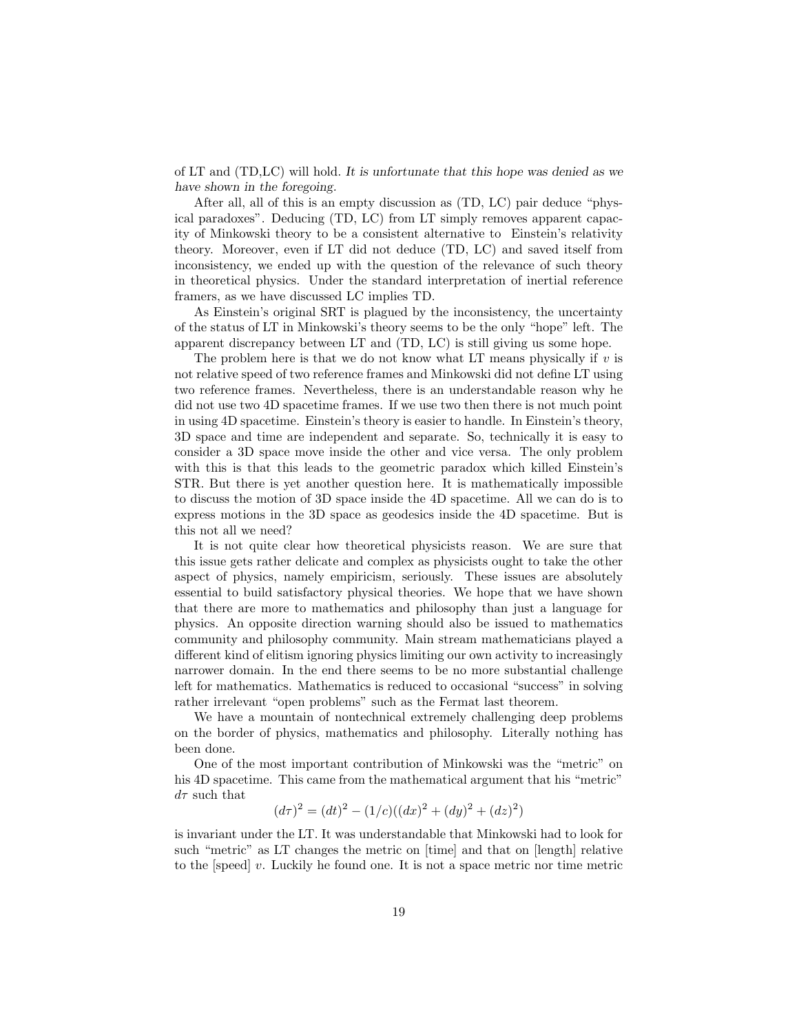of LT and (TD,LC) will hold. *It is unfortunate that this hope was denied as we have shown in the foregoing.*

After all, all of this is an empty discussion as (TD, LC) pair deduce "physical paradoxes". Deducing (TD, LC) from LT simply removes apparent capacity of Minkowski theory to be a consistent alternative to Einstein's relativity theory. Moreover, even if LT did not deduce (TD, LC) and saved itself from inconsistency, we ended up with the question of the relevance of such theory in theoretical physics. Under the standard interpretation of inertial reference framers, as we have discussed LC implies TD.

As Einstein's original SRT is plagued by the inconsistency, the uncertainty of the status of LT in Minkowski's theory seems to be the only "hope" left. The apparent discrepancy between LT and (TD, LC) is still giving us some hope.

The problem here is that we do not know what LT means physically if $v$ is not relative speed of two reference frames and Minkowski did not define LT using two reference frames. Nevertheless, there is an understandable reason why he did not use two 4D spacetime frames. If we use two then there is not much point in using 4D spacetime. Einstein's theory is easier to handle. In Einstein's theory, 3D space and time are independent and separate. So, technically it is easy to consider a 3D space move inside the other and vice versa. The only problem with this is that this leads to the geometric paradox which killed Einstein's STR. But there is yet another question here. It is mathematically impossible to discuss the motion of 3D space inside the 4D spacetime. All we can do is to express motions in the 3D space as geodesics inside the 4D spacetime. But is this not all we need?

It is not quite clear how theoretical physicists reason. We are sure that this issue gets rather delicate and complex as physicists ought to take the other aspect of physics, namely empiricism, seriously. These issues are absolutely essential to build satisfactory physical theories. We hope that we have shown that there are more to mathematics and philosophy than just a language for physics. An opposite direction warning should also be issued to mathematics community and philosophy community. Main stream mathematicians played a different kind of elitism ignoring physics limiting our own activity to increasingly narrower domain. In the end there seems to be no more substantial challenge left for mathematics. Mathematics is reduced to occasional "success" in solving rather irrelevant "open problems" such as the Fermat last theorem.

We have a mountain of nontechnical extremely challenging deep problems on the border of physics, mathematics and philosophy. Literally nothing has been done.

One of the most important contribution of Minkowski was the "metric" on his 4D spacetime. This came from the mathematical argument that his "metric" $d\tau$ such that

$$(d\tau)^2 = (dt)^2 - (1/c)((dx)^2 + (dy)^2 + (dz)^2)$$

is invariant under the LT. It was understandable that Minkowski had to look for such "metric" as LT changes the metric on [time] and that on [length] relative to the [speed] $v$. Luckily he found one. It is not a space metric nor time metric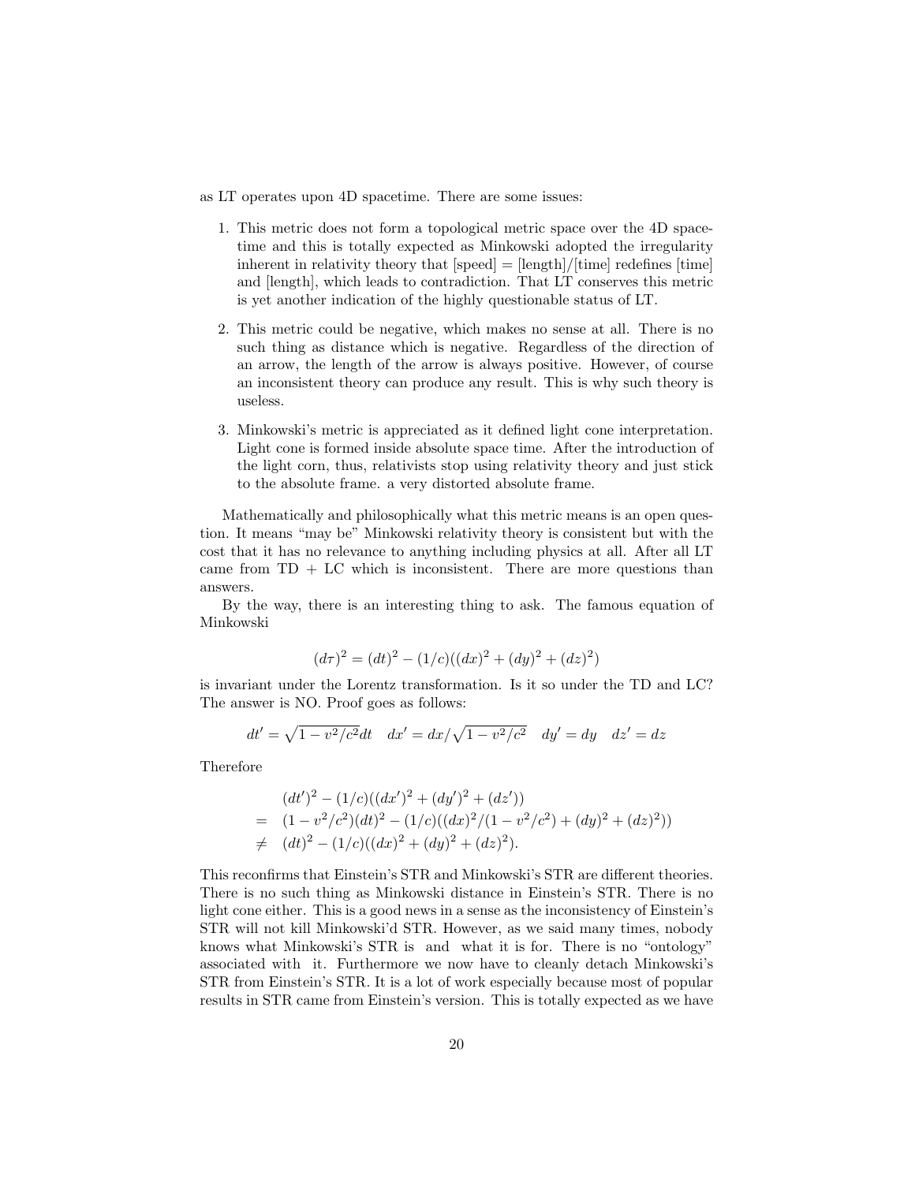as LT operates upon 4D spacetime. There are some issues:

1. This metric does not form a topological metric space over the 4D spacetime and this is totally expected as Minkowski adopted the irregularity inherent in relativity theory that [speed] = [length]/[time] redefines [time] and [length], which leads to contradiction. That LT conserves this metric is yet another indication of the highly questionable status of LT.

2. This metric could be negative, which makes no sense at all. There is no such thing as distance which is negative. Regardless of the direction of an arrow, the length of the arrow is always positive. However, of course an inconsistent theory can produce any result. This is why such theory is useless.

3. Minkowski's metric is appreciated as it defined light cone interpretation. Light cone is formed inside absolute space time. After the introduction of the light corn, thus, relativists stop using relativity theory and just stick to the absolute frame. a very distorted absolute frame.

Mathematically and philosophically what this metric means is an open question. It means "may be" Minkowski relativity theory is consistent but with the cost that it has no relevance to anything including physics at all. After all LT came from TD + LC which is inconsistent. There are more questions than answers.

By the way, there is an interesting thing to ask. The famous equation of Minkowski

$$(d\tau)^2 = (dt)^2 - (1/c)((dx)^2 + (dy)^2 + (dz)^2)$$

is invariant under the Lorentz transformation. Is it so under the TD and LC? The answer is NO. Proof goes as follows:

$$dt' = \sqrt{1 - v^2/c^2}dt \quad dx' = dx/\sqrt{1 - v^2/c^2} \quad dy' = dy \quad dz' = dz$$

Therefore

$$\begin{aligned}
& (dt')^2 - (1/c)((dx')^2 + (dy')^2 + (dz')) \\
= \quad & (1 - v^2/c^2)(dt)^2 - (1/c)((dx)^2/(1 - v^2/c^2) + (dy)^2 + (dz)^2)) \\
\neq \quad & (dt)^2 - (1/c)((dx)^2 + (dy)^2 + (dz)^2).
\end{aligned}$$

This reconfirms that Einstein's STR and Minkowski's STR are different theories. There is no such thing as Minkowski distance in Einstein's STR. There is no light cone either. This is a good news in a sense as the inconsistency of Einstein's STR will not kill Minkowski'd STR. However, as we said many times, nobody knows what Minkowski's STR is and what it is for. There is no "ontology" associated with it. Furthermore we now have to cleanly detach Minkowski's STR from Einstein's STR. It is a lot of work especially because most of popular results in STR came from Einstein's version. This is totally expected as we have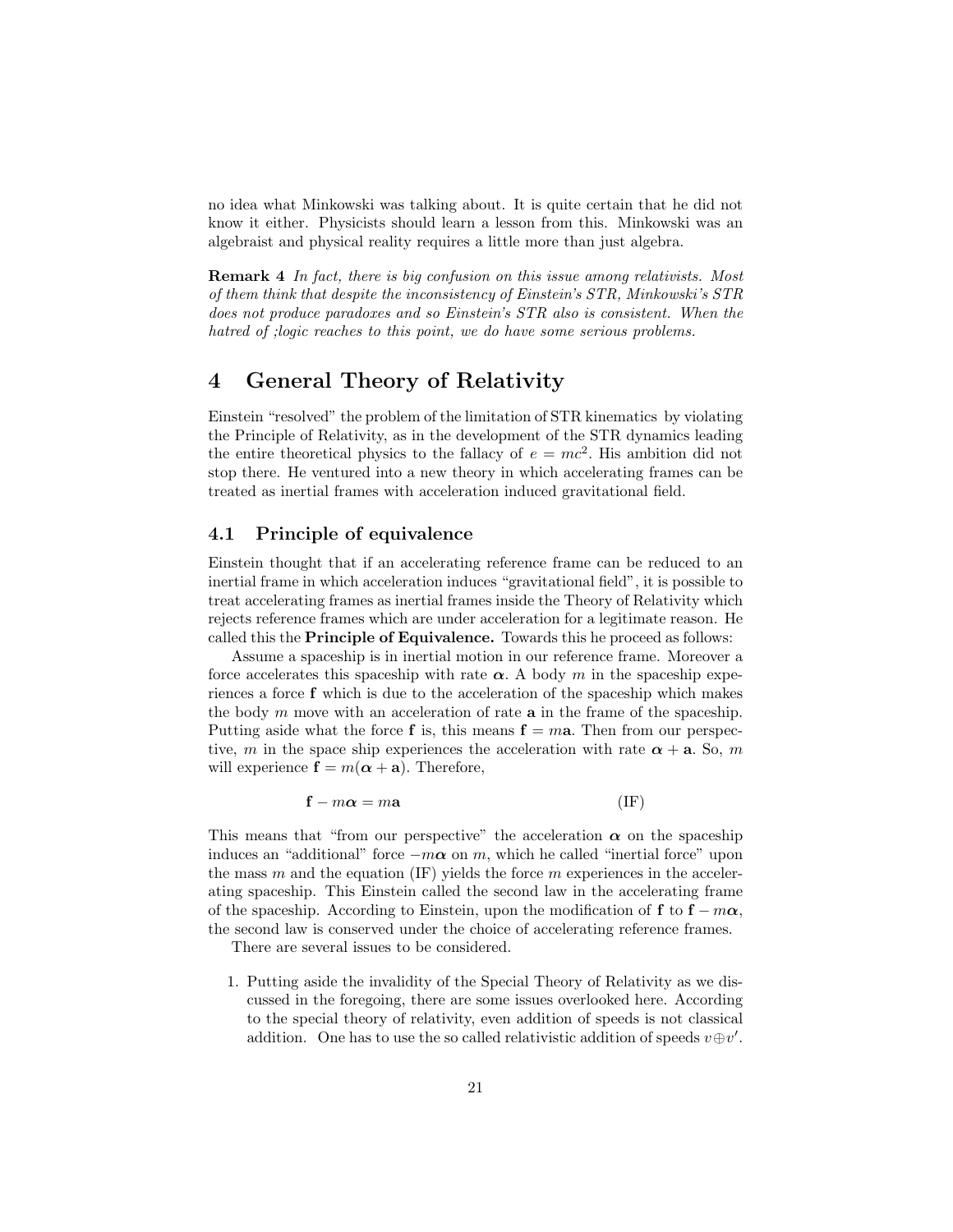no idea what Minkowski was talking about. It is quite certain that he did not know it either. Physicists should learn a lesson from this. Minkowski was an algebraist and physical reality requires a little more than just algebra.

**Remark 4** *In fact, there is big confusion on this issue among relativists. Most of them think that despite the inconsistency of Einstein's STR, Minkowski's STR does not produce paradoxes and so Einstein's STR also is consistent. When the hatred of ;logic reaches to this point, we do have some serious problems.*

# 4 General Theory of Relativity

Einstein "resolved" the problem of the limitation of STR kinematics by violating the Principle of Relativity, as in the development of the STR dynamics leading the entire theoretical physics to the fallacy of $e = mc^2$. His ambition did not stop there. He ventured into a new theory in which accelerating frames can be treated as inertial frames with acceleration induced gravitational field.

## 4.1 Principle of equivalence

Einstein thought that if an accelerating reference frame can be reduced to an inertial frame in which acceleration induces "gravitational field", it is possible to treat accelerating frames as inertial frames inside the Theory of Relativity which rejects reference frames which are under acceleration for a legitimate reason. He called this the **Principle of Equivalence.** Towards this he proceed as follows:

Assume a spaceship is in inertial motion in our reference frame. Moreover a force accelerates this spaceship with rate $\boldsymbol{\alpha}$. A body $m$ in the spaceship experiences a force $\mathbf{f}$ which is due to the acceleration of the spaceship which makes the body $m$ move with an acceleration of rate $\mathbf{a}$ in the frame of the spaceship. Putting aside what the force $\mathbf{f}$ is, this means $\mathbf{f} = m\mathbf{a}$. Then from our perspective, $m$ in the space ship experiences the acceleration with rate $\boldsymbol{\alpha} + \mathbf{a}$. So, $m$ will experience $\mathbf{f} = m(\boldsymbol{\alpha} + \mathbf{a})$. Therefore,

$$\mathbf{f} - m\boldsymbol{\alpha} = m\mathbf{a} \qquad \text{(IF)}$$

This means that "from our perspective" the acceleration $\boldsymbol{\alpha}$ on the spaceship induces an "additional" force $-m\boldsymbol{\alpha}$ on $m$, which he called "inertial force" upon the mass $m$ and the equation (IF) yields the force $m$ experiences in the accelerating spaceship. This Einstein called the second law in the accelerating frame of the spaceship. According to Einstein, upon the modification of $\mathbf{f}$ to $\mathbf{f} - m\boldsymbol{\alpha}$, the second law is conserved under the choice of accelerating reference frames.

There are several issues to be considered.

1. Putting aside the invalidity of the Special Theory of Relativity as we discussed in the foregoing, there are some issues overlooked here. According to the special theory of relativity, even addition of speeds is not classical addition. One has to use the so called relativistic addition of speeds $v \oplus v'$.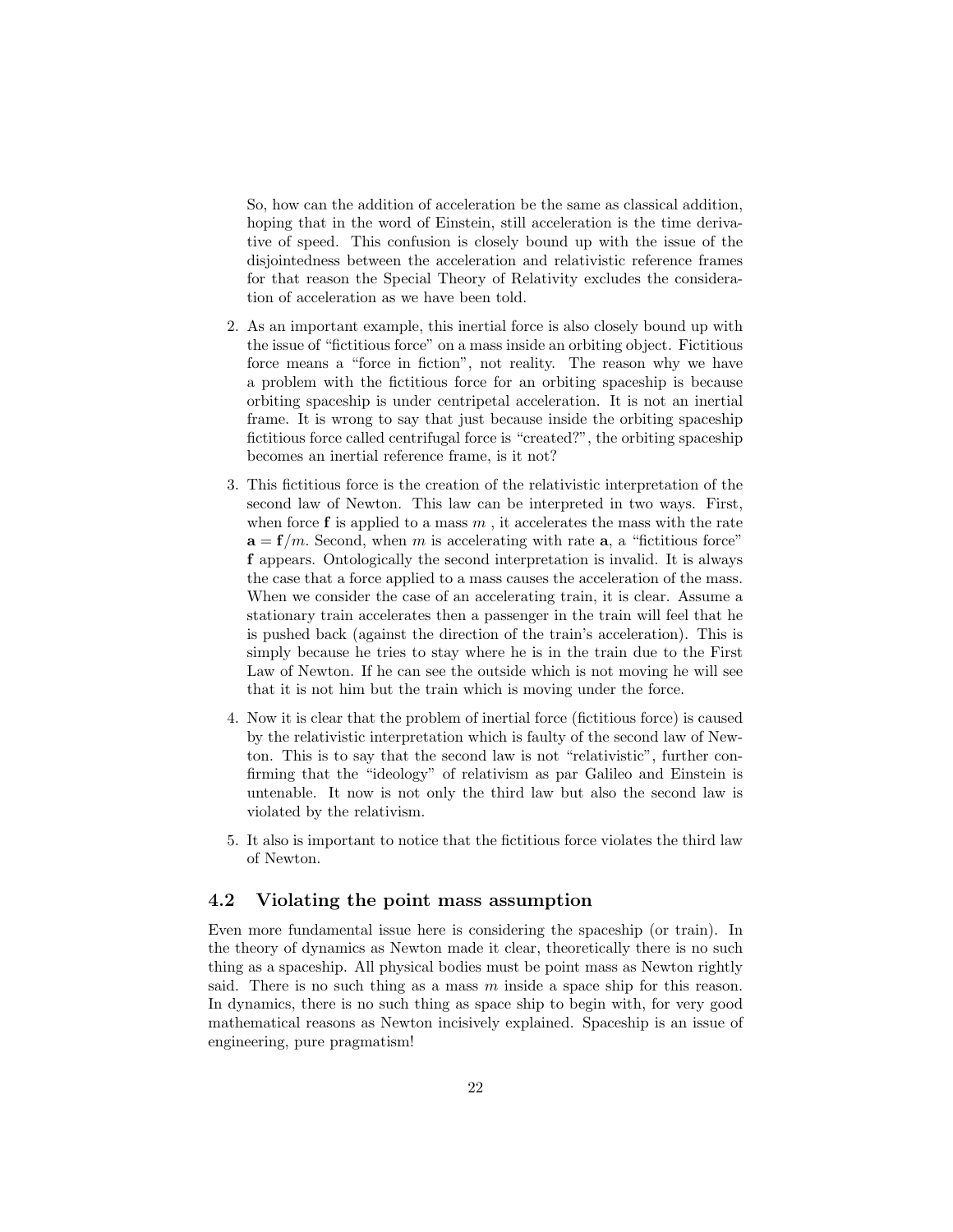So, how can the addition of acceleration be the same as classical addition, hoping that in the word of Einstein, still acceleration is the time derivative of speed. This confusion is closely bound up with the issue of the disjointedness between the acceleration and relativistic reference frames for that reason the Special Theory of Relativity excludes the consideration of acceleration as we have been told.

2. As an important example, this inertial force is also closely bound up with the issue of "fictitious force" on a mass inside an orbiting object. Fictitious force means a "force in fiction", not reality. The reason why we have a problem with the fictitious force for an orbiting spaceship is because orbiting spaceship is under centripetal acceleration. It is not an inertial frame. It is wrong to say that just because inside the orbiting spaceship fictitious force called centrifugal force is "created?", the orbiting spaceship becomes an inertial reference frame, is it not?

3. This fictitious force is the creation of the relativistic interpretation of the second law of Newton. This law can be interpreted in two ways. First, when force $\mathbf{f}$ is applied to a mass $m$ , it accelerates the mass with the rate $\mathbf{a} = \mathbf{f}/m$. Second, when $m$ is accelerating with rate $\mathbf{a}$, a "fictitious force" $\mathbf{f}$ appears. Ontologically the second interpretation is invalid. It is always the case that a force applied to a mass causes the acceleration of the mass. When we consider the case of an accelerating train, it is clear. Assume a stationary train accelerates then a passenger in the train will feel that he is pushed back (against the direction of the train's acceleration). This is simply because he tries to stay where he is in the train due to the First Law of Newton. If he can see the outside which is not moving he will see that it is not him but the train which is moving under the force.

4. Now it is clear that the problem of inertial force (fictitious force) is caused by the relativistic interpretation which is faulty of the second law of Newton. This is to say that the second law is not "relativistic", further confirming that the "ideology" of relativism as par Galileo and Einstein is untenable. It now is not only the third law but also the second law is violated by the relativism.

5. It also is important to notice that the fictitious force violates the third law of Newton.

## 4.2 Violating the point mass assumption

Even more fundamental issue here is considering the spaceship (or train). In the theory of dynamics as Newton made it clear, theoretically there is no such thing as a spaceship. All physical bodies must be point mass as Newton rightly said. There is no such thing as a mass $m$ inside a space ship for this reason. In dynamics, there is no such thing as space ship to begin with, for very good mathematical reasons as Newton incisively explained. Spaceship is an issue of engineering, pure pragmatism!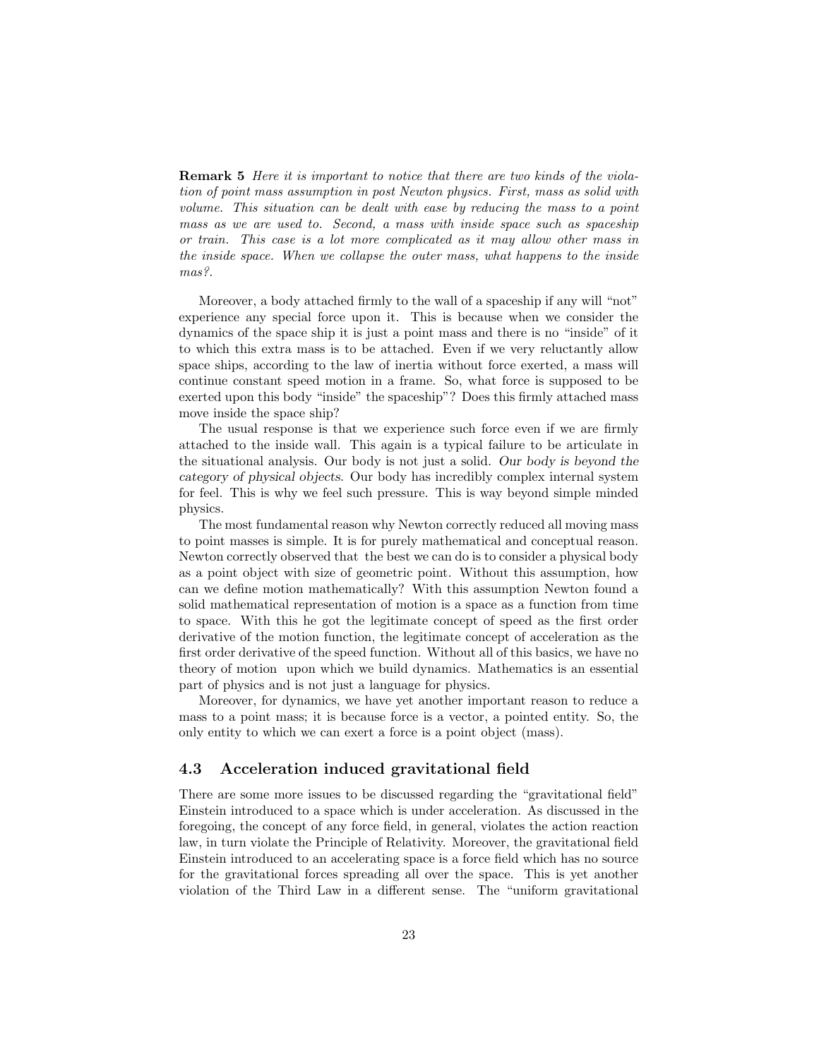**Remark 5** *Here it is important to notice that there are two kinds of the violation of point mass assumption in post Newton physics. First, mass as solid with volume. This situation can be dealt with ease by reducing the mass to a point mass as we are used to. Second, a mass with inside space such as spaceship or train. This case is a lot more complicated as it may allow other mass in the inside space. When we collapse the outer mass, what happens to the inside mas?.*

Moreover, a body attached firmly to the wall of a spaceship if any will "not" experience any special force upon it. This is because when we consider the dynamics of the space ship it is just a point mass and there is no "inside" of it to which this extra mass is to be attached. Even if we very reluctantly allow space ships, according to the law of inertia without force exerted, a mass will continue constant speed motion in a frame. So, what force is supposed to be exerted upon this body "inside" the spaceship"? Does this firmly attached mass move inside the space ship?

The usual response is that we experience such force even if we are firmly attached to the inside wall. This again is a typical failure to be articulate in the situational analysis. Our body is not just a solid. *Our body is beyond the category of physical objects.* Our body has incredibly complex internal system for feel. This is why we feel such pressure. This is way beyond simple minded physics.

The most fundamental reason why Newton correctly reduced all moving mass to point masses is simple. It is for purely mathematical and conceptual reason. Newton correctly observed that the best we can do is to consider a physical body as a point object with size of geometric point. Without this assumption, how can we define motion mathematically? With this assumption Newton found a solid mathematical representation of motion is a space as a function from time to space. With this he got the legitimate concept of speed as the first order derivative of the motion function, the legitimate concept of acceleration as the first order derivative of the speed function. Without all of this basics, we have no theory of motion upon which we build dynamics. Mathematics is an essential part of physics and is not just a language for physics.

Moreover, for dynamics, we have yet another important reason to reduce a mass to a point mass; it is because force is a vector, a pointed entity. So, the only entity to which we can exert a force is a point object (mass).

## 4.3 Acceleration induced gravitational field

There are some more issues to be discussed regarding the "gravitational field" Einstein introduced to a space which is under acceleration. As discussed in the foregoing, the concept of any force field, in general, violates the action reaction law, in turn violate the Principle of Relativity. Moreover, the gravitational field Einstein introduced to an accelerating space is a force field which has no source for the gravitational forces spreading all over the space. This is yet another violation of the Third Law in a different sense. The "uniform gravitational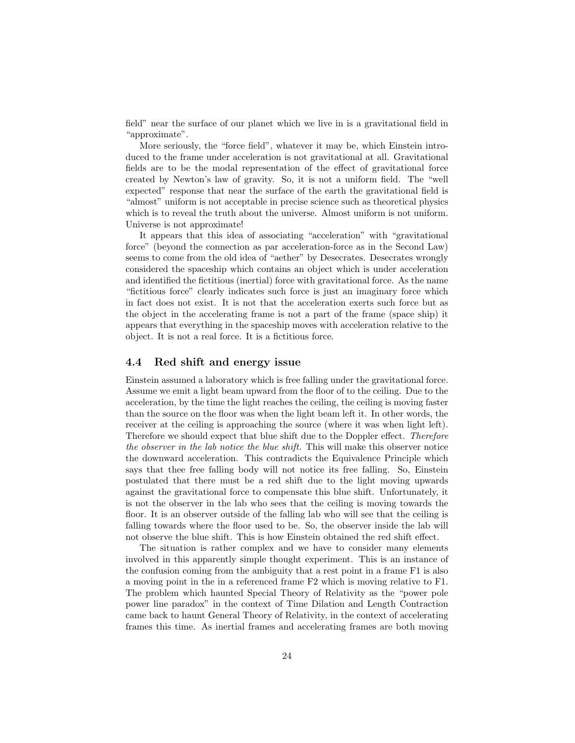field" near the surface of our planet which we live in is a gravitational field in "approximate".

More seriously, the "force field", whatever it may be, which Einstein introduced to the frame under acceleration is not gravitational at all. Gravitational fields are to be the modal representation of the effect of gravitational force created by Newton's law of gravity. So, it is not a uniform field. The "well expected" response that near the surface of the earth the gravitational field is "almost" uniform is not acceptable in precise science such as theoretical physics which is to reveal the truth about the universe. Almost uniform is not uniform. Universe is not approximate!

It appears that this idea of associating "acceleration" with "gravitational force" (beyond the connection as par acceleration-force as in the Second Law) seems to come from the old idea of "aether" by Desecrates. Desecrates wrongly considered the spaceship which contains an object which is under acceleration and identified the fictitious (inertial) force with gravitational force. As the name "fictitious force" clearly indicates such force is just an imaginary force which in fact does not exist. It is not that the acceleration exerts such force but as the object in the accelerating frame is not a part of the frame (space ship) it appears that everything in the spaceship moves with acceleration relative to the object. It is not a real force. It is a fictitious force.

### 4.4 Red shift and energy issue

Einstein assumed a laboratory which is free falling under the gravitational force. Assume we emit a light beam upward from the floor of to the ceiling. Due to the acceleration, by the time the light reaches the ceiling, the ceiling is moving faster than the source on the floor was when the light beam left it. In other words, the receiver at the ceiling is approaching the source (where it was when light left). Therefore we should expect that blue shift due to the Doppler effect. *Therefore the observer in the lab notice the blue shift.* This will make this observer notice the downward acceleration. This contradicts the Equivalence Principle which says that thee free falling body will not notice its free falling. So, Einstein postulated that there must be a red shift due to the light moving upwards against the gravitational force to compensate this blue shift. Unfortunately, it is not the observer in the lab who sees that the ceiling is moving towards the floor. It is an observer outside of the falling lab who will see that the ceiling is falling towards where the floor used to be. So, the observer inside the lab will not observe the blue shift. This is how Einstein obtained the red shift effect.

The situation is rather complex and we have to consider many elements involved in this apparently simple thought experiment. This is an instance of the confusion coming from the ambiguity that a rest point in a frame F1 is also a moving point in the in a referenced frame F2 which is moving relative to F1. The problem which haunted Special Theory of Relativity as the "power pole power line paradox" in the context of Time Dilation and Length Contraction came back to haunt General Theory of Relativity, in the context of accelerating frames this time. As inertial frames and accelerating frames are both moving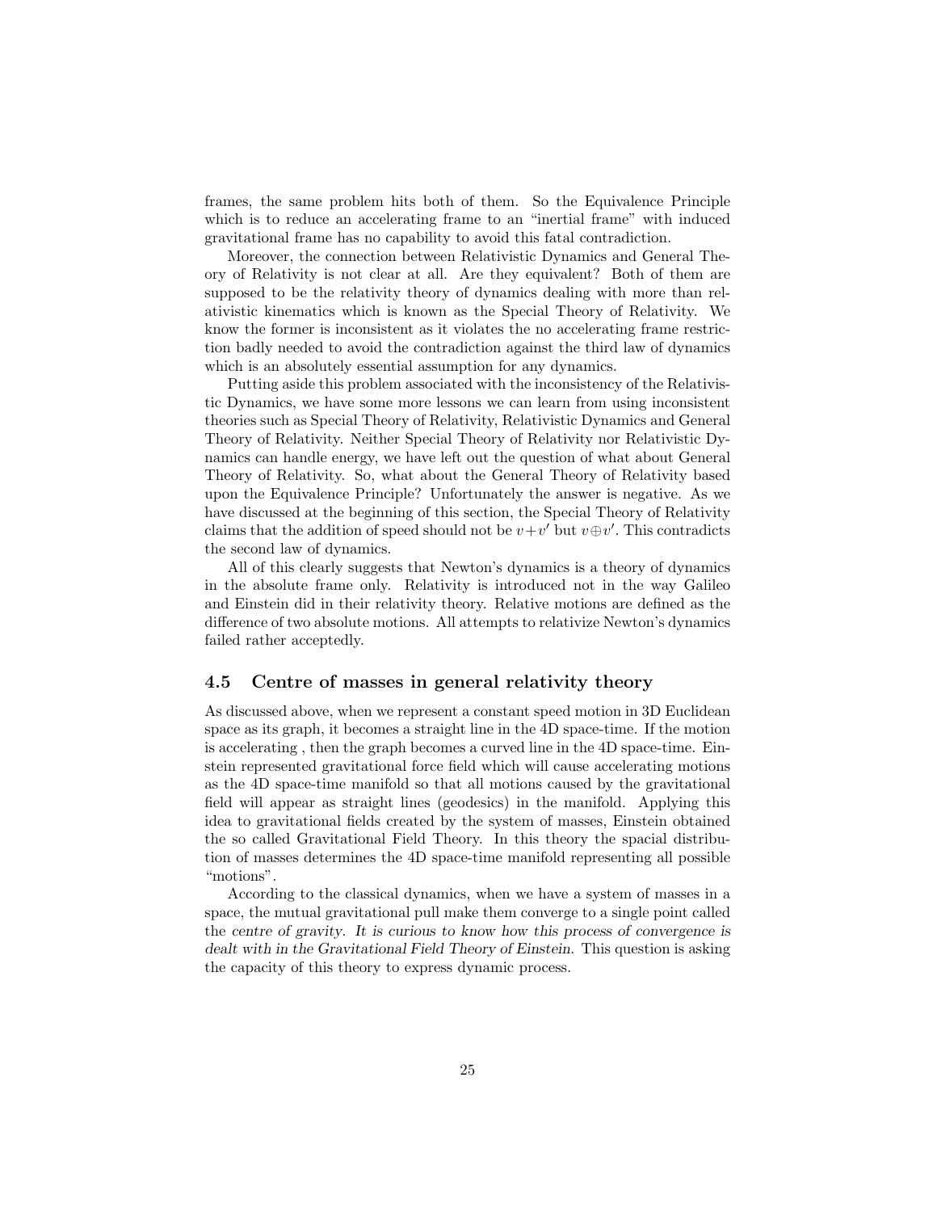frames, the same problem hits both of them. So the Equivalence Principle which is to reduce an accelerating frame to an "inertial frame" with induced gravitational frame has no capability to avoid this fatal contradiction.

Moreover, the connection between Relativistic Dynamics and General Theory of Relativity is not clear at all. Are they equivalent? Both of them are supposed to be the relativity theory of dynamics dealing with more than relativistic kinematics which is known as the Special Theory of Relativity. We know the former is inconsistent as it violates the no accelerating frame restriction badly needed to avoid the contradiction against the third law of dynamics which is an absolutely essential assumption for any dynamics.

Putting aside this problem associated with the inconsistency of the Relativistic Dynamics, we have some more lessons we can learn from using inconsistent theories such as Special Theory of Relativity, Relativistic Dynamics and General Theory of Relativity. Neither Special Theory of Relativity nor Relativistic Dynamics can handle energy, we have left out the question of what about General Theory of Relativity. So, what about the General Theory of Relativity based upon the Equivalence Principle? Unfortunately the answer is negative. As we have discussed at the beginning of this section, the Special Theory of Relativity claims that the addition of speed should not be $v+v'$ but $v \oplus v'$. This contradicts the second law of dynamics.

All of this clearly suggests that Newton's dynamics is a theory of dynamics in the absolute frame only. Relativity is introduced not in the way Galileo and Einstein did in their relativity theory. Relative motions are defined as the difference of two absolute motions. All attempts to relativize Newton's dynamics failed rather acceptedly.

### 4.5 Centre of masses in general relativity theory

As discussed above, when we represent a constant speed motion in 3D Euclidean space as its graph, it becomes a straight line in the 4D space-time. If the motion is accelerating , then the graph becomes a curved line in the 4D space-time. Einstein represented gravitational force field which will cause accelerating motions as the 4D space-time manifold so that all motions caused by the gravitational field will appear as straight lines (geodesics) in the manifold. Applying this idea to gravitational fields created by the system of masses, Einstein obtained the so called Gravitational Field Theory. In this theory the spacial distribution of masses determines the 4D space-time manifold representing all possible "motions".

According to the classical dynamics, when we have a system of masses in a space, the mutual gravitational pull make them converge to a single point called the *centre of gravity*. *It is curious to know how this process of convergence is dealt with in the Gravitational Field Theory of Einstein*. This question is asking the capacity of this theory to express dynamic process.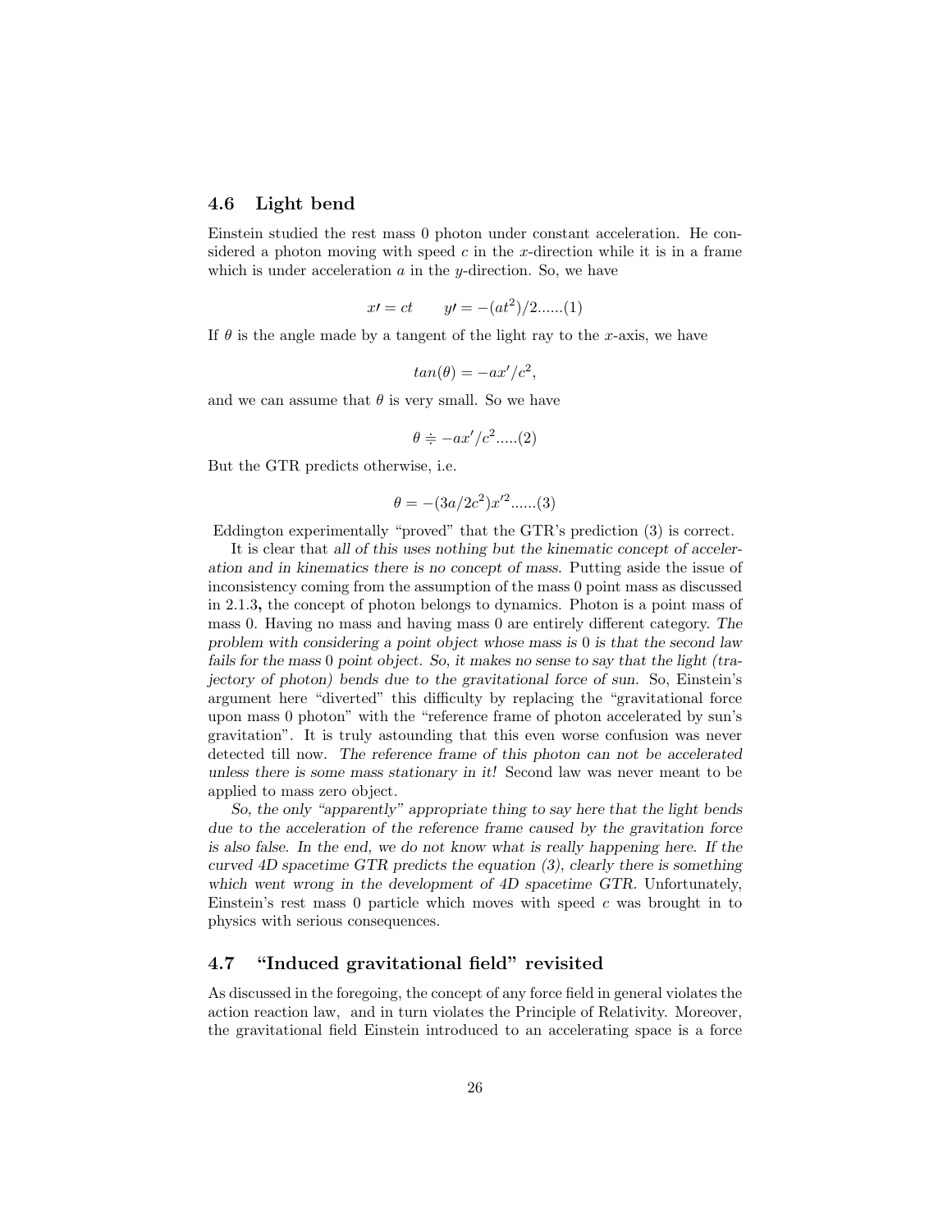## 4.6 Light bend

Einstein studied the rest mass 0 photon under constant acceleration. He considered a photon moving with speed $c$ in the $x$-direction while it is in a frame which is under acceleration $a$ in the $y$-direction. So, we have

$$x\prime = ct \qquad y\prime = -(at^2)/2......(1)$$

If $\theta$ is the angle made by a tangent of the light ray to the $x$-axis, we have

$$tan(\theta) = -ax'/c^2,$$

and we can assume that $\theta$ is very small. So we have

$$\theta \doteqdot -ax'/c^2.....(2)$$

But the GTR predicts otherwise, i.e.

$$\theta = -(3a/2c^2)x'^2......(3)$$

Eddington experimentally "proved" that the GTR's prediction (3) is correct.

It is clear that *all of this uses nothing but the kinematic concept of acceleration and in kinematics there is no concept of mass.* Putting aside the issue of inconsistency coming from the assumption of the mass 0 point mass as discussed in 2.1.3**,** the concept of photon belongs to dynamics. Photon is a point mass of mass 0. Having no mass and having mass 0 are entirely different category. *The problem with considering a point object whose mass is* 0 *is that the second law fails for the mass* 0 *point object. So, it makes no sense to say that the light (trajectory of photon) bends due to the gravitational force of sun.* So, Einstein's argument here "diverted" this difficulty by replacing the "gravitational force upon mass 0 photon" with the "reference frame of photon accelerated by sun's gravitation". It is truly astounding that this even worse confusion was never detected till now. *The reference frame of this photon can not be accelerated unless there is some mass stationary in it!* Second law was never meant to be applied to mass zero object.

*So, the only "apparently" appropriate thing to say here that the light bends due to the acceleration of the reference frame caused by the gravitation force is also false. In the end, we do not know what is really happening here. If the curved 4D spacetime GTR predicts the equation (3), clearly there is something which went wrong in the development of 4D spacetime GTR.* Unfortunately, Einstein's rest mass 0 particle which moves with speed $c$ was brought in to physics with serious consequences.

## 4.7 "Induced gravitational field" revisited

As discussed in the foregoing, the concept of any force field in general violates the action reaction law, and in turn violates the Principle of Relativity. Moreover, the gravitational field Einstein introduced to an accelerating space is a force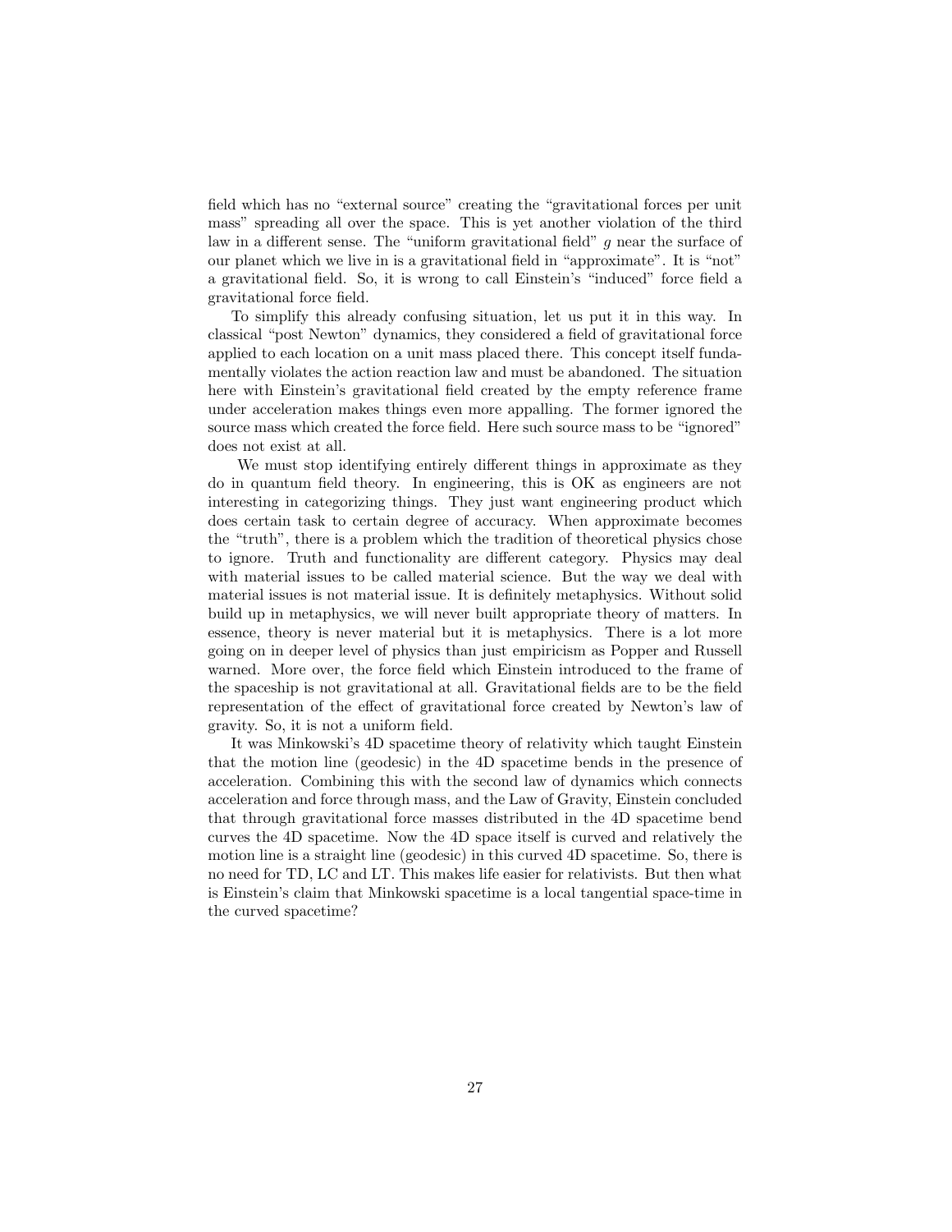field which has no "external source" creating the "gravitational forces per unit mass" spreading all over the space. This is yet another violation of the third law in a different sense. The "uniform gravitational field" $g$ near the surface of our planet which we live in is a gravitational field in "approximate". It is "not" a gravitational field. So, it is wrong to call Einstein's "induced" force field a gravitational force field.

To simplify this already confusing situation, let us put it in this way. In classical "post Newton" dynamics, they considered a field of gravitational force applied to each location on a unit mass placed there. This concept itself fundamentally violates the action reaction law and must be abandoned. The situation here with Einstein's gravitational field created by the empty reference frame under acceleration makes things even more appalling. The former ignored the source mass which created the force field. Here such source mass to be "ignored" does not exist at all.

We must stop identifying entirely different things in approximate as they do in quantum field theory. In engineering, this is OK as engineers are not interesting in categorizing things. They just want engineering product which does certain task to certain degree of accuracy. When approximate becomes the "truth", there is a problem which the tradition of theoretical physics chose to ignore. Truth and functionality are different category. Physics may deal with material issues to be called material science. But the way we deal with material issues is not material issue. It is definitely metaphysics. Without solid build up in metaphysics, we will never built appropriate theory of matters. In essence, theory is never material but it is metaphysics. There is a lot more going on in deeper level of physics than just empiricism as Popper and Russell warned. More over, the force field which Einstein introduced to the frame of the spaceship is not gravitational at all. Gravitational fields are to be the field representation of the effect of gravitational force created by Newton's law of gravity. So, it is not a uniform field.

It was Minkowski's 4D spacetime theory of relativity which taught Einstein that the motion line (geodesic) in the 4D spacetime bends in the presence of acceleration. Combining this with the second law of dynamics which connects acceleration and force through mass, and the Law of Gravity, Einstein concluded that through gravitational force masses distributed in the 4D spacetime bend curves the 4D spacetime. Now the 4D space itself is curved and relatively the motion line is a straight line (geodesic) in this curved 4D spacetime. So, there is no need for TD, LC and LT. This makes life easier for relativists. But then what is Einstein's claim that Minkowski spacetime is a local tangential space-time in the curved spacetime?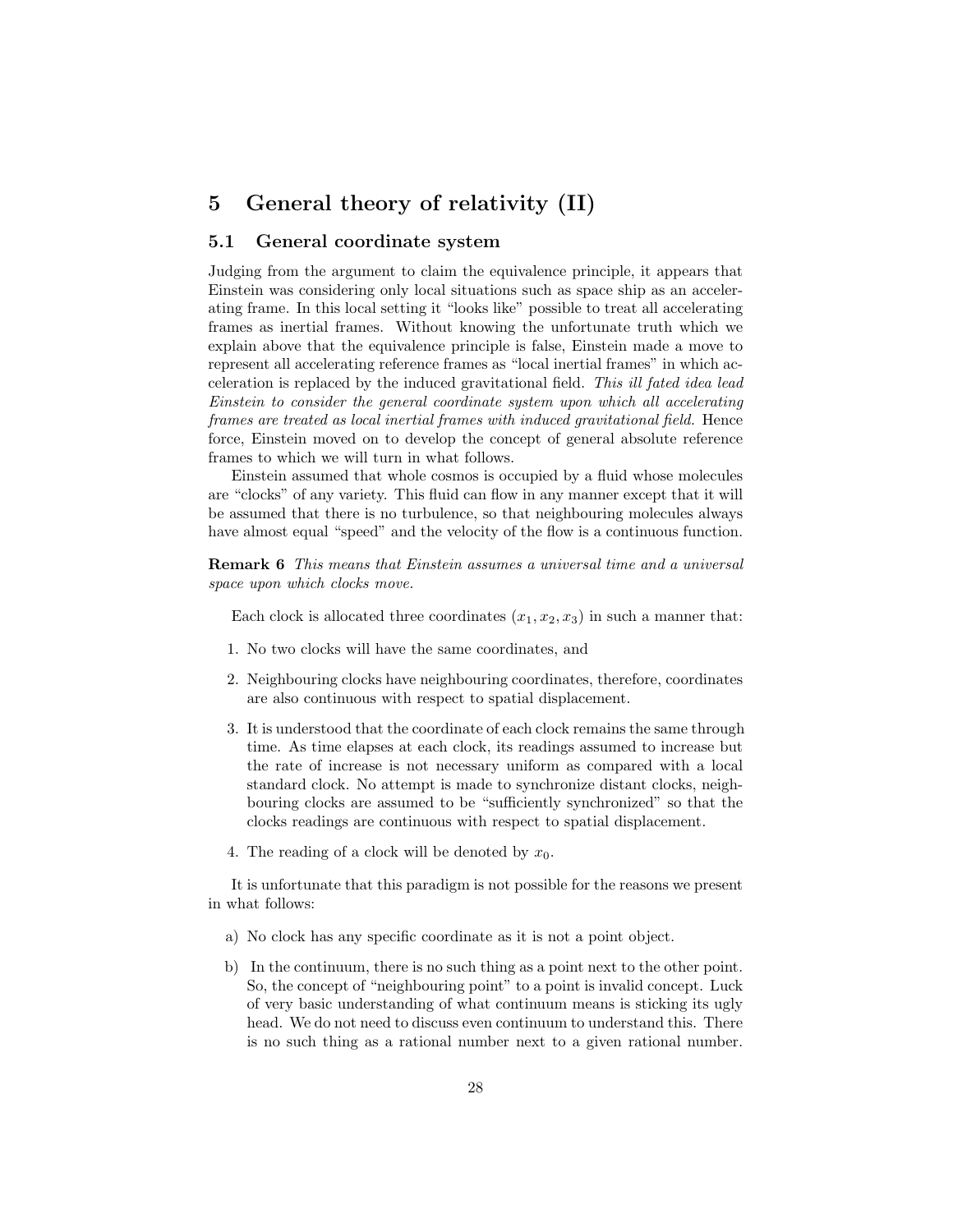# 5 General theory of relativity (II)

## 5.1 General coordinate system

Judging from the argument to claim the equivalence principle, it appears that Einstein was considering only local situations such as space ship as an accelerating frame. In this local setting it "looks like" possible to treat all accelerating frames as inertial frames. Without knowing the unfortunate truth which we explain above that the equivalence principle is false, Einstein made a move to represent all accelerating reference frames as "local inertial frames" in which acceleration is replaced by the induced gravitational field. *This ill fated idea lead Einstein to consider the general coordinate system upon which all accelerating frames are treated as local inertial frames with induced gravitational field.* Hence force, Einstein moved on to develop the concept of general absolute reference frames to which we will turn in what follows.

Einstein assumed that whole cosmos is occupied by a fluid whose molecules are "clocks" of any variety. This fluid can flow in any manner except that it will be assumed that there is no turbulence, so that neighbouring molecules always have almost equal "speed" and the velocity of the flow is a continuous function.

**Remark 6** *This means that Einstein assumes a universal time and a universal space upon which clocks move.*

Each clock is allocated three coordinates $(x_1, x_2, x_3)$ in such a manner that:

1. No two clocks will have the same coordinates, and
2. Neighbouring clocks have neighbouring coordinates, therefore, coordinates are also continuous with respect to spatial displacement.
3. It is understood that the coordinate of each clock remains the same through time. As time elapses at each clock, its readings assumed to increase but the rate of increase is not necessary uniform as compared with a local standard clock. No attempt is made to synchronize distant clocks, neighbouring clocks are assumed to be "sufficiently synchronized" so that the clocks readings are continuous with respect to spatial displacement.
4. The reading of a clock will be denoted by $x_0$.

It is unfortunate that this paradigm is not possible for the reasons we present in what follows:

a) No clock has any specific coordinate as it is not a point object.

b) In the continuum, there is no such thing as a point next to the other point. So, the concept of "neighbouring point" to a point is invalid concept. Luck of very basic understanding of what continuum means is sticking its ugly head. We do not need to discuss even continuum to understand this. There is no such thing as a rational number next to a given rational number.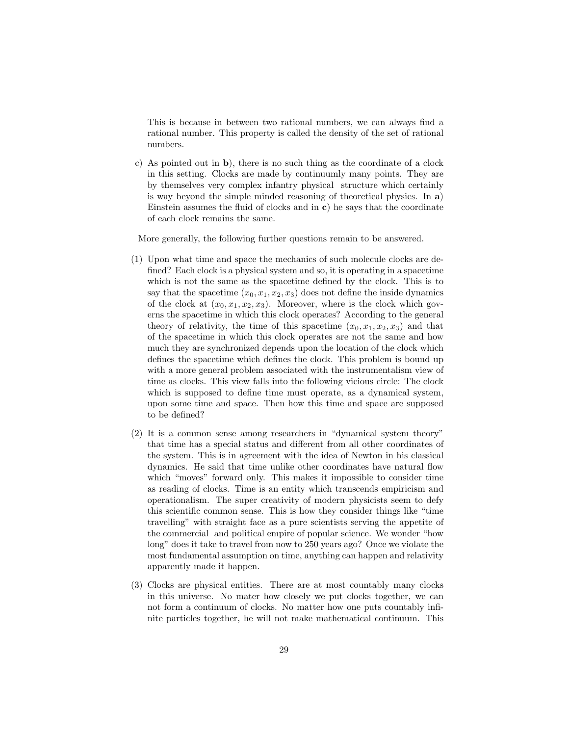This is because in between two rational numbers, we can always find a rational number. This property is called the density of the set of rational numbers.

c) As pointed out in **b**), there is no such thing as the coordinate of a clock in this setting. Clocks are made by continuumly many points. They are by themselves very complex infantry physical structure which certainly is way beyond the simple minded reasoning of theoretical physics. In **a**) Einstein assumes the fluid of clocks and in **c**) he says that the coordinate of each clock remains the same.

More generally, the following further questions remain to be answered.

(1) Upon what time and space the mechanics of such molecule clocks are defined? Each clock is a physical system and so, it is operating in a spacetime which is not the same as the spacetime defined by the clock. This is to say that the spacetime $(x_0, x_1, x_2, x_3)$ does not define the inside dynamics of the clock at $(x_0, x_1, x_2, x_3)$. Moreover, where is the clock which governs the spacetime in which this clock operates? According to the general theory of relativity, the time of this spacetime $(x_0, x_1, x_2, x_3)$ and that of the spacetime in which this clock operates are not the same and how much they are synchronized depends upon the location of the clock which defines the spacetime which defines the clock. This problem is bound up with a more general problem associated with the instrumentalism view of time as clocks. This view falls into the following vicious circle: The clock which is supposed to define time must operate, as a dynamical system, upon some time and space. Then how this time and space are supposed to be defined?

(2) It is a common sense among researchers in "dynamical system theory" that time has a special status and different from all other coordinates of the system. This is in agreement with the idea of Newton in his classical dynamics. He said that time unlike other coordinates have natural flow which "moves" forward only. This makes it impossible to consider time as reading of clocks. Time is an entity which transcends empiricism and operationalism. The super creativity of modern physicists seem to defy this scientific common sense. This is how they consider things like "time travelling" with straight face as a pure scientists serving the appetite of the commercial and political empire of popular science. We wonder "how long" does it take to travel from now to 250 years ago? Once we violate the most fundamental assumption on time, anything can happen and relativity apparently made it happen.

(3) Clocks are physical entities. There are at most countably many clocks in this universe. No mater how closely we put clocks together, we can not form a continuum of clocks. No matter how one puts countably infinite particles together, he will not make mathematical continuum. This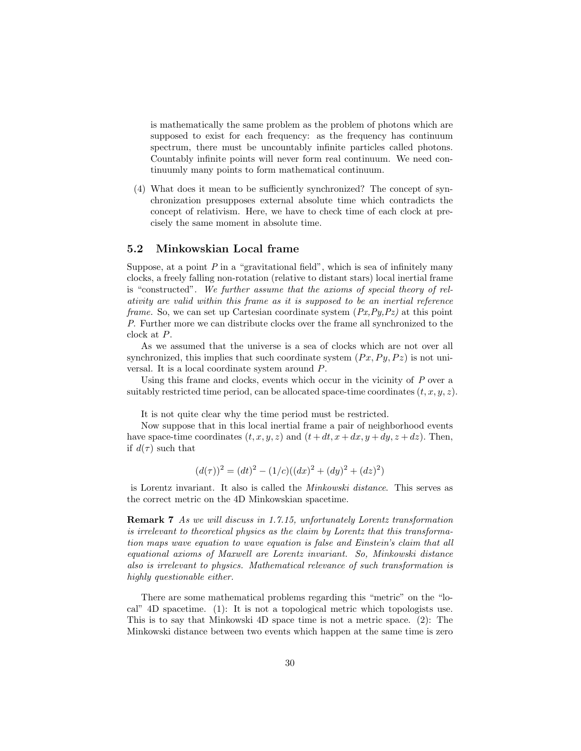is mathematically the same problem as the problem of photons which are supposed to exist for each frequency: as the frequency has continuum spectrum, there must be uncountably infinite particles called photons. Countably infinite points will never form real continuum. We need continuumly many points to form mathematical continuum.

(4) What does it mean to be sufficiently synchronized? The concept of synchronization presupposes external absolute time which contradicts the concept of relativism. Here, we have to check time of each clock at precisely the same moment in absolute time.

## 5.2 Minkowskian Local frame

Suppose, at a point $P$ in a "gravitational field", which is sea of infinitely many clocks, a freely falling non-rotation (relative to distant stars) local inertial frame is "constructed". *We further assume that the axioms of special theory of relativity are valid within this frame as it is supposed to be an inertial reference frame.* So, we can set up Cartesian coordinate system $(Px,Py,Pz)$ at this point $P$. Further more we can distribute clocks over the frame all synchronized to the clock at $P$.

As we assumed that the universe is a sea of clocks which are not over all synchronized, this implies that such coordinate system $(Px, Py, Pz)$ is not universal. It is a local coordinate system around $P$.

Using this frame and clocks, events which occur in the vicinity of $P$ over a suitably restricted time period, can be allocated space-time coordinates $(t, x, y, z)$.

It is not quite clear why the time period must be restricted.

Now suppose that in this local inertial frame a pair of neighborhood events have space-time coordinates $(t, x, y, z)$ and $(t + dt, x + dx, y + dy, z + dz)$. Then, if $d(\tau)$ such that

$$(d(\tau))^2 = (dt)^2 - (1/c)((dx)^2 + (dy)^2 + (dz)^2)$$

is Lorentz invariant. It also is called the *Minkowski distance*. This serves as the correct metric on the 4D Minkowskian spacetime.

**Remark 7** *As we will discuss in 1.7.15, unfortunately Lorentz transformation is irrelevant to theoretical physics as the claim by Lorentz that this transformation maps wave equation to wave equation is false and Einstein's claim that all equational axioms of Maxwell are Lorentz invariant. So, Minkowski distance also is irrelevant to physics. Mathematical relevance of such transformation is highly questionable either.*

There are some mathematical problems regarding this "metric" on the "local" 4D spacetime. (1): It is not a topological metric which topologists use. This is to say that Minkowski 4D space time is not a metric space. (2): The Minkowski distance between two events which happen at the same time is zero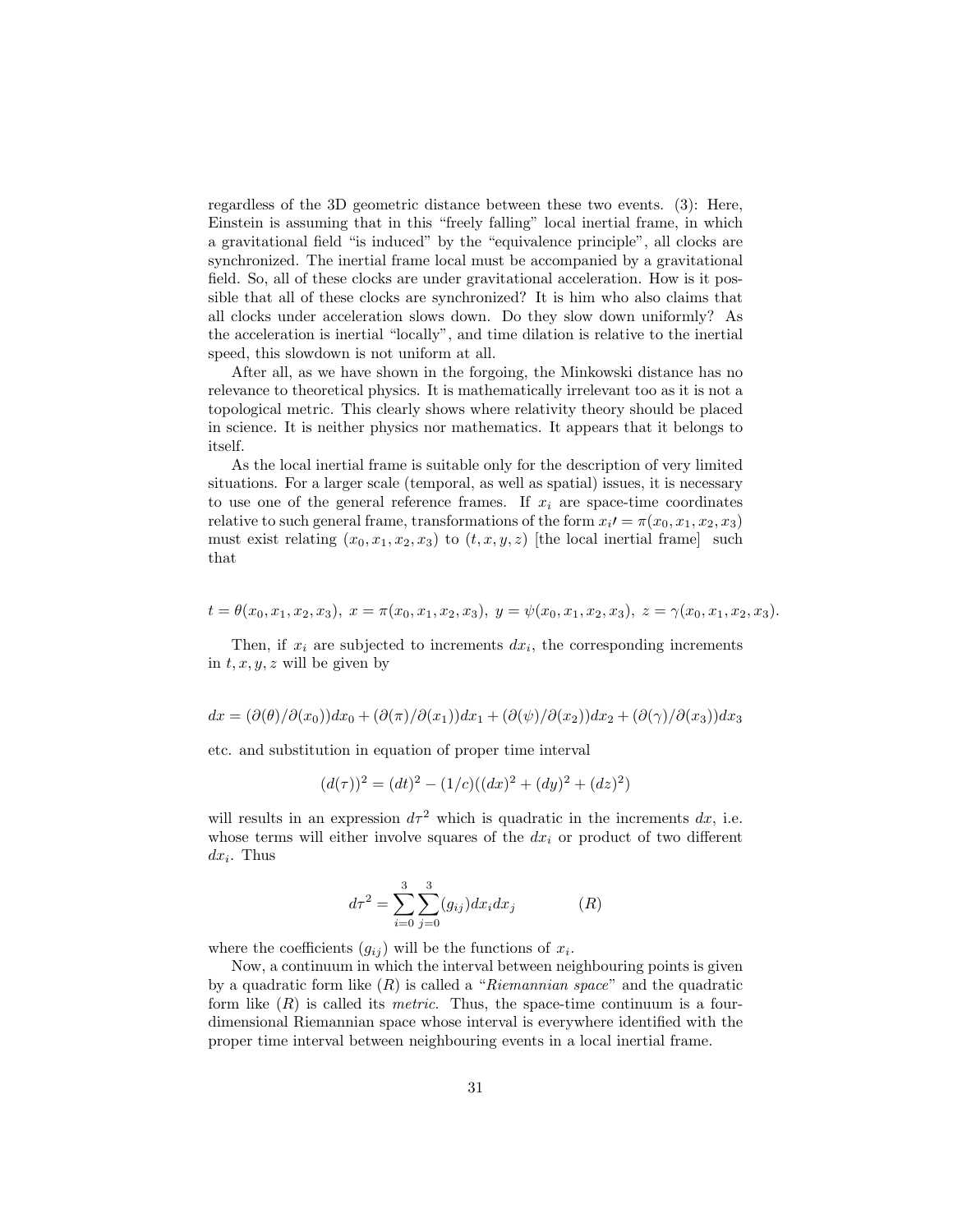regardless of the 3D geometric distance between these two events. (3): Here, Einstein is assuming that in this "freely falling" local inertial frame, in which a gravitational field "is induced" by the "equivalence principle", all clocks are synchronized. The inertial frame local must be accompanied by a gravitational field. So, all of these clocks are under gravitational acceleration. How is it possible that all of these clocks are synchronized? It is him who also claims that all clocks under acceleration slows down. Do they slow down uniformly? As the acceleration is inertial "locally", and time dilation is relative to the inertial speed, this slowdown is not uniform at all.

After all, as we have shown in the forgoing, the Minkowski distance has no relevance to theoretical physics. It is mathematically irrelevant too as it is not a topological metric. This clearly shows where relativity theory should be placed in science. It is neither physics nor mathematics. It appears that it belongs to itself.

As the local inertial frame is suitable only for the description of very limited situations. For a larger scale (temporal, as well as spatial) issues, it is necessary to use one of the general reference frames. If $x_i$ are space-time coordinates relative to such general frame, transformations of the form $x_i\prime = \pi(x_0, x_1, x_2, x_3)$ must exist relating $(x_0, x_1, x_2, x_3)$ to $(t, x, y, z)$ [the local inertial frame] such that

$$t = \theta(x_0, x_1, x_2, x_3),\ x = \pi(x_0, x_1, x_2, x_3),\ y = \psi(x_0, x_1, x_2, x_3),\ z = \gamma(x_0, x_1, x_2, x_3).$$

Then, if $x_i$ are subjected to increments $dx_i$, the corresponding increments in $t, x, y, z$ will be given by

$$dx = (\partial(\theta)/\partial(x_0))dx_0 + (\partial(\pi)/\partial(x_1))dx_1 + (\partial(\psi)/\partial(x_2))dx_2 + (\partial(\gamma)/\partial(x_3))dx_3$$

etc. and substitution in equation of proper time interval

$$(d(\tau))^2 = (dt)^2 - (1/c)((dx)^2 + (dy)^2 + (dz)^2)$$

will results in an expression $d\tau^2$ which is quadratic in the increments $dx$, i.e. whose terms will either involve squares of the $dx_i$ or product of two different $dx_i$. Thus

$$d\tau^2 = \sum_{i=0}^{3}\sum_{j=0}^{3}(g_{ij})dx_i dx_j \qquad (R)$$

where the coefficients $(g_{ij})$ will be the functions of $x_i$.

Now, a continuum in which the interval between neighbouring points is given by a quadratic form like $(R)$ is called a "*Riemannian space*" and the quadratic form like $(R)$ is called its *metric*. Thus, the space-time continuum is a four-dimensional Riemannian space whose interval is everywhere identified with the proper time interval between neighbouring events in a local inertial frame.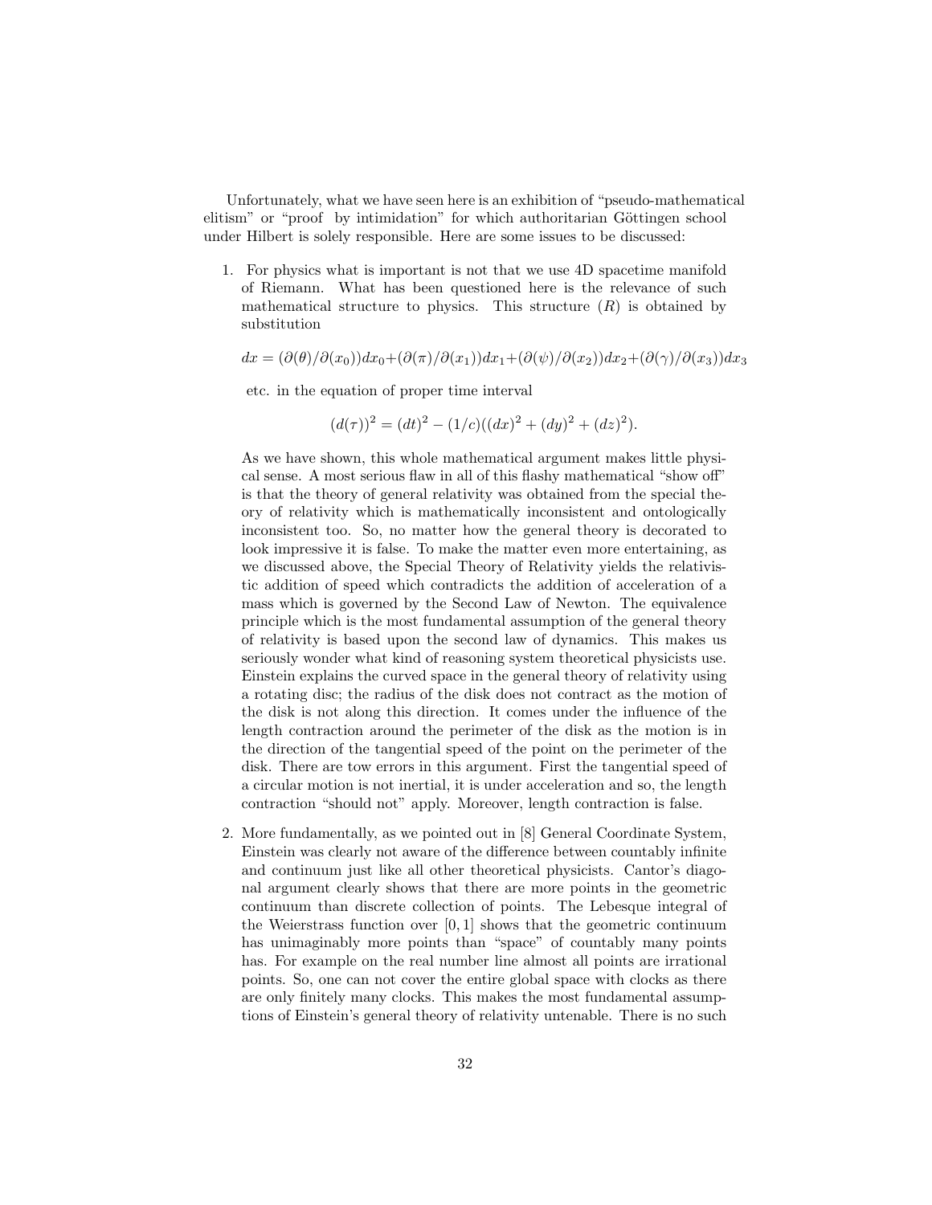Unfortunately, what we have seen here is an exhibition of "pseudo-mathematical elitism" or "proof by intimidation" for which authoritarian Göttingen school under Hilbert is solely responsible. Here are some issues to be discussed:

1. For physics what is important is not that we use 4D spacetime manifold of Riemann. What has been questioned here is the relevance of such mathematical structure to physics. This structure ($R$) is obtained by substitution

   $$dx = (\partial(\theta)/\partial(x_0))dx_0 + (\partial(\pi)/\partial(x_1))dx_1 + (\partial(\psi)/\partial(x_2))dx_2 + (\partial(\gamma)/\partial(x_3))dx_3$$

   etc. in the equation of proper time interval

   $$(d(\tau))^2 = (dt)^2 - (1/c)((dx)^2 + (dy)^2 + (dz)^2).$$

   As we have shown, this whole mathematical argument makes little physical sense. A most serious flaw in all of this flashy mathematical "show off" is that the theory of general relativity was obtained from the special theory of relativity which is mathematically inconsistent and ontologically inconsistent too. So, no matter how the general theory is decorated to look impressive it is false. To make the matter even more entertaining, as we discussed above, the Special Theory of Relativity yields the relativistic addition of speed which contradicts the addition of acceleration of a mass which is governed by the Second Law of Newton. The equivalence principle which is the most fundamental assumption of the general theory of relativity is based upon the second law of dynamics. This makes us seriously wonder what kind of reasoning system theoretical physicists use. Einstein explains the curved space in the general theory of relativity using a rotating disc; the radius of the disk does not contract as the motion of the disk is not along this direction. It comes under the influence of the length contraction around the perimeter of the disk as the motion is in the direction of the tangential speed of the point on the perimeter of the disk. There are tow errors in this argument. First the tangential speed of a circular motion is not inertial, it is under acceleration and so, the length contraction "should not" apply. Moreover, length contraction is false.

2. More fundamentally, as we pointed out in [8] General Coordinate System, Einstein was clearly not aware of the difference between countably infinite and continuum just like all other theoretical physicists. Cantor's diagonal argument clearly shows that there are more points in the geometric continuum than discrete collection of points. The Lebesque integral of the Weierstrass function over $[0, 1]$ shows that the geometric continuum has unimaginably more points than "space" of countably many points has. For example on the real number line almost all points are irrational points. So, one can not cover the entire global space with clocks as there are only finitely many clocks. This makes the most fundamental assumptions of Einstein's general theory of relativity untenable. There is no such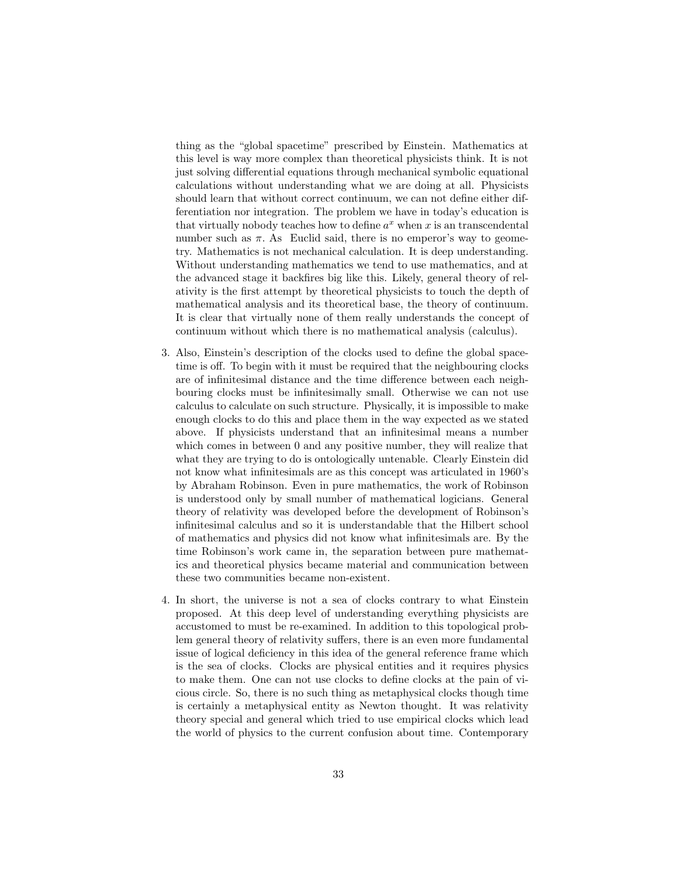thing as the "global spacetime" prescribed by Einstein. Mathematics at this level is way more complex than theoretical physicists think. It is not just solving differential equations through mechanical symbolic equational calculations without understanding what we are doing at all. Physicists should learn that without correct continuum, we can not define either differentiation nor integration. The problem we have in today's education is that virtually nobody teaches how to define $a^x$ when $x$ is an transcendental number such as $\pi$. As Euclid said, there is no emperor's way to geometry. Mathematics is not mechanical calculation. It is deep understanding. Without understanding mathematics we tend to use mathematics, and at the advanced stage it backfires big like this. Likely, general theory of relativity is the first attempt by theoretical physicists to touch the depth of mathematical analysis and its theoretical base, the theory of continuum. It is clear that virtually none of them really understands the concept of continuum without which there is no mathematical analysis (calculus).

3. Also, Einstein's description of the clocks used to define the global spacetime is off. To begin with it must be required that the neighbouring clocks are of infinitesimal distance and the time difference between each neighbouring clocks must be infinitesimally small. Otherwise we can not use calculus to calculate on such structure. Physically, it is impossible to make enough clocks to do this and place them in the way expected as we stated above. If physicists understand that an infinitesimal means a number which comes in between 0 and any positive number, they will realize that what they are trying to do is ontologically untenable. Clearly Einstein did not know what infinitesimals are as this concept was articulated in 1960's by Abraham Robinson. Even in pure mathematics, the work of Robinson is understood only by small number of mathematical logicians. General theory of relativity was developed before the development of Robinson's infinitesimal calculus and so it is understandable that the Hilbert school of mathematics and physics did not know what infinitesimals are. By the time Robinson's work came in, the separation between pure mathematics and theoretical physics became material and communication between these two communities became non-existent.

4. In short, the universe is not a sea of clocks contrary to what Einstein proposed. At this deep level of understanding everything physicists are accustomed to must be re-examined. In addition to this topological problem general theory of relativity suffers, there is an even more fundamental issue of logical deficiency in this idea of the general reference frame which is the sea of clocks. Clocks are physical entities and it requires physics to make them. One can not use clocks to define clocks at the pain of vicious circle. So, there is no such thing as metaphysical clocks though time is certainly a metaphysical entity as Newton thought. It was relativity theory special and general which tried to use empirical clocks which lead the world of physics to the current confusion about time. Contemporary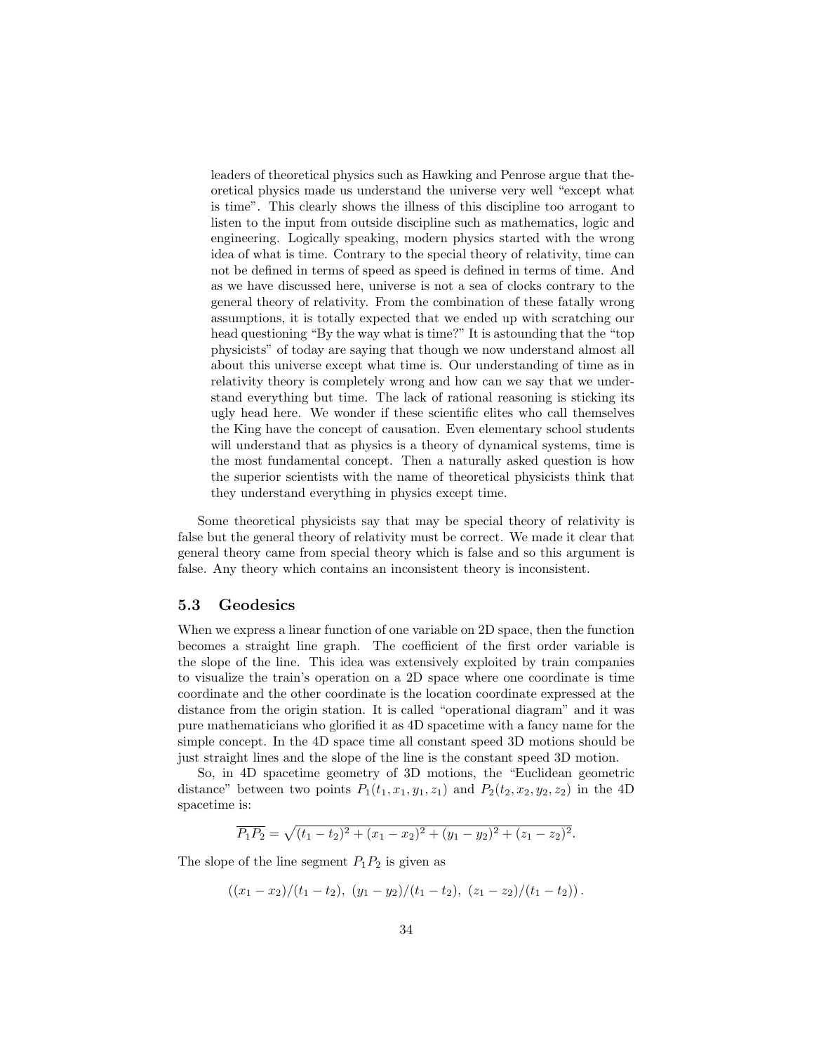> leaders of theoretical physics such as Hawking and Penrose argue that theoretical physics made us understand the universe very well "except what is time". This clearly shows the illness of this discipline too arrogant to listen to the input from outside discipline such as mathematics, logic and engineering. Logically speaking, modern physics started with the wrong idea of what is time. Contrary to the special theory of relativity, time can not be defined in terms of speed as speed is defined in terms of time. And as we have discussed here, universe is not a sea of clocks contrary to the general theory of relativity. From the combination of these fatally wrong assumptions, it is totally expected that we ended up with scratching our head questioning "By the way what is time?" It is astounding that the "top physicists" of today are saying that though we now understand almost all about this universe except what time is. Our understanding of time as in relativity theory is completely wrong and how can we say that we understand everything but time. The lack of rational reasoning is sticking its ugly head here. We wonder if these scientific elites who call themselves the King have the concept of causation. Even elementary school students will understand that as physics is a theory of dynamical systems, time is the most fundamental concept. Then a naturally asked question is how the superior scientists with the name of theoretical physicists think that they understand everything in physics except time.

Some theoretical physicists say that may be special theory of relativity is false but the general theory of relativity must be correct. We made it clear that general theory came from special theory which is false and so this argument is false. Any theory which contains an inconsistent theory is inconsistent.

### 5.3 Geodesics

When we express a linear function of one variable on 2D space, then the function becomes a straight line graph. The coefficient of the first order variable is the slope of the line. This idea was extensively exploited by train companies to visualize the train's operation on a 2D space where one coordinate is time coordinate and the other coordinate is the location coordinate expressed at the distance from the origin station. It is called "operational diagram" and it was pure mathematicians who glorified it as 4D spacetime with a fancy name for the simple concept. In the 4D space time all constant speed 3D motions should be just straight lines and the slope of the line is the constant speed 3D motion.

So, in 4D spacetime geometry of 3D motions, the "Euclidean geometric distance" between two points $P_1(t_1, x_1, y_1, z_1)$ and $P_2(t_2, x_2, y_2, z_2)$ in the 4D spacetime is:

$$\overline{P_1P_2} = \sqrt{(t_1 - t_2)^2 + (x_1 - x_2)^2 + (y_1 - y_2)^2 + (z_1 - z_2)^2}.$$

The slope of the line segment $P_1P_2$ is given as

$$((x_1 - x_2)/(t_1 - t_2),\ (y_1 - y_2)/(t_1 - t_2),\ (z_1 - z_2)/(t_1 - t_2))\,.$$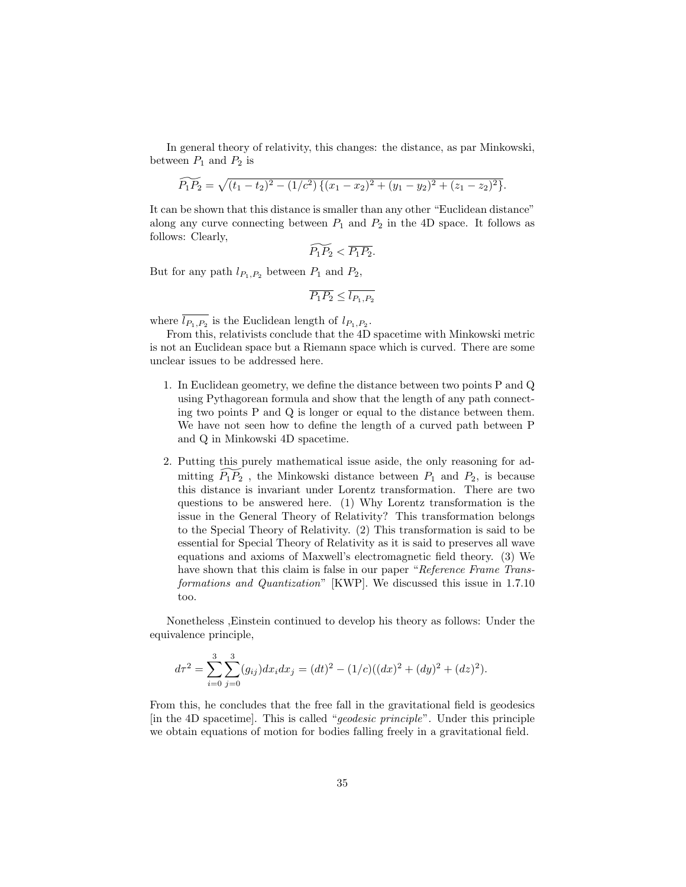In general theory of relativity, this changes: the distance, as par Minkowski, between $P_1$ and $P_2$ is

$$\widetilde{P_1P_2} = \sqrt{(t_1 - t_2)^2 - (1/c^2)\{(x_1 - x_2)^2 + (y_1 - y_2)^2 + (z_1 - z_2)^2\}}.$$

It can be shown that this distance is smaller than any other "Euclidean distance" along any curve connecting between $P_1$ and $P_2$ in the 4D space. It follows as follows: Clearly,

$$\widetilde{P_1P_2} < \overline{P_1P_2}.$$

But for any path $l_{P_1,P_2}$ between $P_1$ and $P_2$,

$$\overline{P_1P_2} \leq \overline{l_{P_1,P_2}}$$

where $\overline{l_{P_1,P_2}}$ is the Euclidean length of $l_{P_1,P_2}$.

From this, relativists conclude that the 4D spacetime with Minkowski metric is not an Euclidean space but a Riemann space which is curved. There are some unclear issues to be addressed here.

1. In Euclidean geometry, we define the distance between two points P and Q using Pythagorean formula and show that the length of any path connecting two points P and Q is longer or equal to the distance between them. We have not seen how to define the length of a curved path between P and Q in Minkowski 4D spacetime.
2. Putting this purely mathematical issue aside, the only reasoning for admitting $\widetilde{P_1P_2}$ , the Minkowski distance between $P_1$ and $P_2$, is because this distance is invariant under Lorentz transformation. There are two questions to be answered here. (1) Why Lorentz transformation is the issue in the General Theory of Relativity? This transformation belongs to the Special Theory of Relativity. (2) This transformation is said to be essential for Special Theory of Relativity as it is said to preserves all wave equations and axioms of Maxwell's electromagnetic field theory. (3) We have shown that this claim is false in our paper "*Reference Frame Transformations and Quantization*" [KWP]. We discussed this issue in 1.7.10 too.

Nonetheless ,Einstein continued to develop his theory as follows: Under the equivalence principle,

$$d\tau^2 = \sum_{i=0}^{3}\sum_{j=0}^{3}(g_{ij})dx_i dx_j = (dt)^2 - (1/c)((dx)^2 + (dy)^2 + (dz)^2).$$

From this, he concludes that the free fall in the gravitational field is geodesics [in the 4D spacetime]. This is called "*geodesic principle*". Under this principle we obtain equations of motion for bodies falling freely in a gravitational field.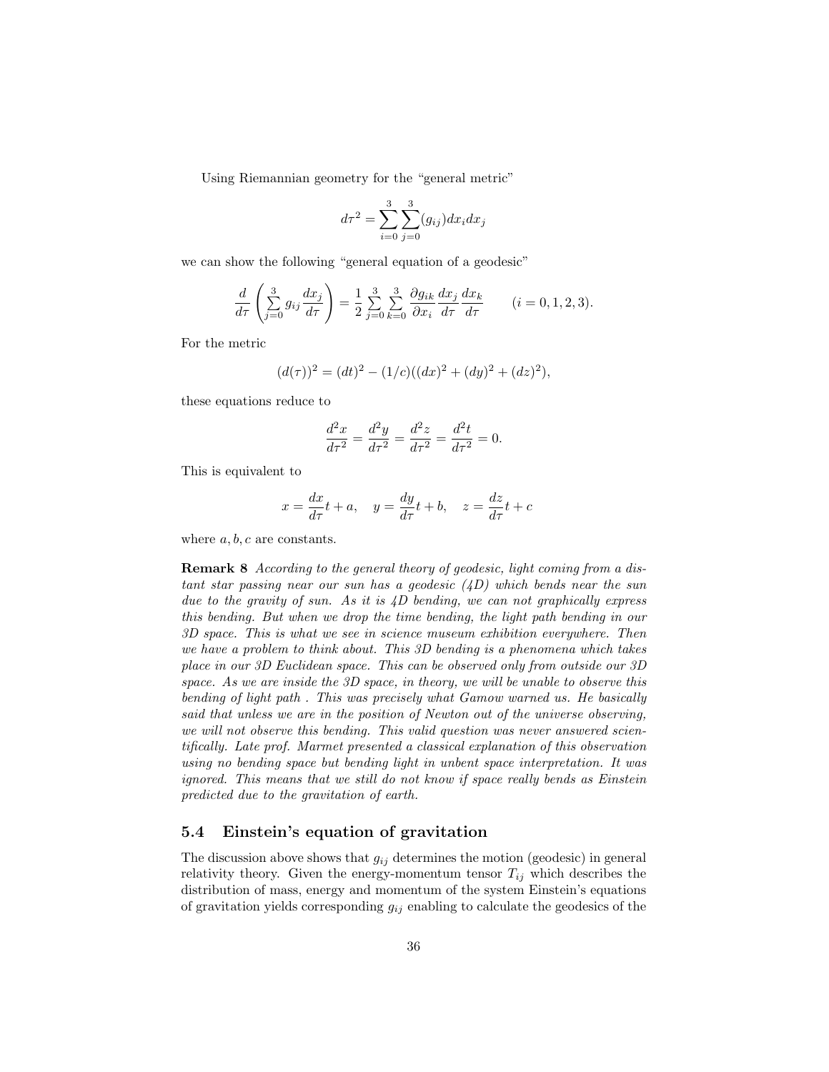Using Riemannian geometry for the "general metric"

$$d\tau^2 = \sum_{i=0}^{3} \sum_{j=0}^{3} (g_{ij}) dx_i dx_j$$

we can show the following "general equation of a geodesic"

$$\frac{d}{d\tau}\left(\sum_{j=0}^{3} g_{ij} \frac{dx_j}{d\tau}\right) = \frac{1}{2} \sum_{j=0}^{3} \sum_{k=0}^{3} \frac{\partial g_{ik}}{\partial x_i} \frac{dx_j}{d\tau} \frac{dx_k}{d\tau} \qquad (i = 0, 1, 2, 3).$$

For the metric

$$(d(\tau))^2 = (dt)^2 - (1/c)((dx)^2 + (dy)^2 + (dz)^2),$$

these equations reduce to

$$\frac{d^2x}{d\tau^2} = \frac{d^2y}{d\tau^2} = \frac{d^2z}{d\tau^2} = \frac{d^2t}{d\tau^2} = 0.$$

This is equivalent to

$$x = \frac{dx}{d\tau}t + a, \quad y = \frac{dy}{d\tau}t + b, \quad z = \frac{dz}{d\tau}t + c$$

where $a, b, c$ are constants.

**Remark 8** *According to the general theory of geodesic, light coming from a distant star passing near our sun has a geodesic (4D) which bends near the sun due to the gravity of sun. As it is 4D bending, we can not graphically express this bending. But when we drop the time bending, the light path bending in our 3D space. This is what we see in science museum exhibition everywhere. Then we have a problem to think about. This 3D bending is a phenomena which takes place in our 3D Euclidean space. This can be observed only from outside our 3D space. As we are inside the 3D space, in theory, we will be unable to observe this bending of light path . This was precisely what Gamow warned us. He basically said that unless we are in the position of Newton out of the universe observing, we will not observe this bending. This valid question was never answered scientifically. Late prof. Marmet presented a classical explanation of this observation using no bending space but bending light in unbent space interpretation. It was ignored. This means that we still do not know if space really bends as Einstein predicted due to the gravitation of earth.*

## 5.4 Einstein's equation of gravitation

The discussion above shows that $g_{ij}$ determines the motion (geodesic) in general relativity theory. Given the energy-momentum tensor $T_{ij}$ which describes the distribution of mass, energy and momentum of the system Einstein's equations of gravitation yields corresponding $g_{ij}$ enabling to calculate the geodesics of the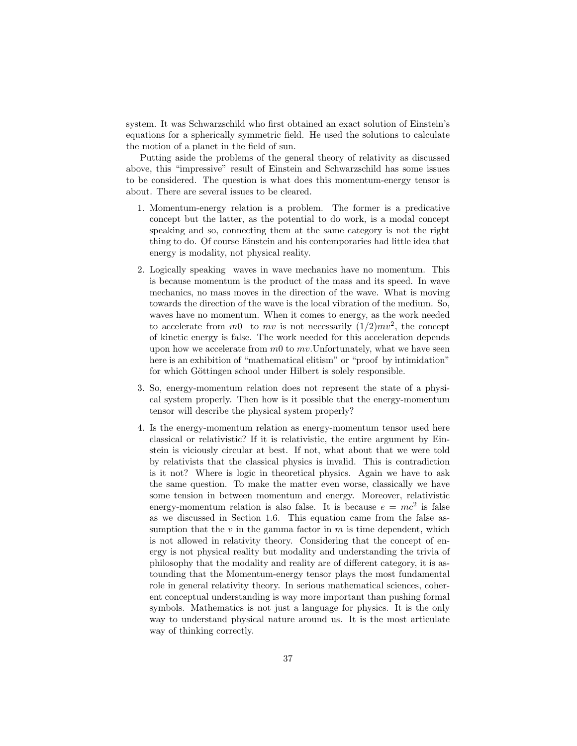system. It was Schwarzschild who first obtained an exact solution of Einstein's equations for a spherically symmetric field. He used the solutions to calculate the motion of a planet in the field of sun.

Putting aside the problems of the general theory of relativity as discussed above, this "impressive" result of Einstein and Schwarzschild has some issues to be considered. The question is what does this momentum-energy tensor is about. There are several issues to be cleared.

1. Momentum-energy relation is a problem. The former is a predicative concept but the latter, as the potential to do work, is a modal concept speaking and so, connecting them at the same category is not the right thing to do. Of course Einstein and his contemporaries had little idea that energy is modality, not physical reality.

2. Logically speaking waves in wave mechanics have no momentum. This is because momentum is the product of the mass and its speed. In wave mechanics, no mass moves in the direction of the wave. What is moving towards the direction of the wave is the local vibration of the medium. So, waves have no momentum. When it comes to energy, as the work needed to accelerate from $m0$ to $mv$ is not necessarily $(1/2)mv^2$, the concept of kinetic energy is false. The work needed for this acceleration depends upon how we accelerate from $m0$ to $mv$.Unfortunately, what we have seen here is an exhibition of "mathematical elitism" or "proof by intimidation" for which Göttingen school under Hilbert is solely responsible.

3. So, energy-momentum relation does not represent the state of a physical system properly. Then how is it possible that the energy-momentum tensor will describe the physical system properly?

4. Is the energy-momentum relation as energy-momentum tensor used here classical or relativistic? If it is relativistic, the entire argument by Einstein is viciously circular at best. If not, what about that we were told by relativists that the classical physics is invalid. This is contradiction is it not? Where is logic in theoretical physics. Again we have to ask the same question. To make the matter even worse, classically we have some tension in between momentum and energy. Moreover, relativistic energy-momentum relation is also false. It is because $e = mc^2$ is false as we discussed in Section 1.6. This equation came from the false assumption that the $v$ in the gamma factor in $m$ is time dependent, which is not allowed in relativity theory. Considering that the concept of energy is not physical reality but modality and understanding the trivia of philosophy that the modality and reality are of different category, it is astounding that the Momentum-energy tensor plays the most fundamental role in general relativity theory. In serious mathematical sciences, coherent conceptual understanding is way more important than pushing formal symbols. Mathematics is not just a language for physics. It is the only way to understand physical nature around us. It is the most articulate way of thinking correctly.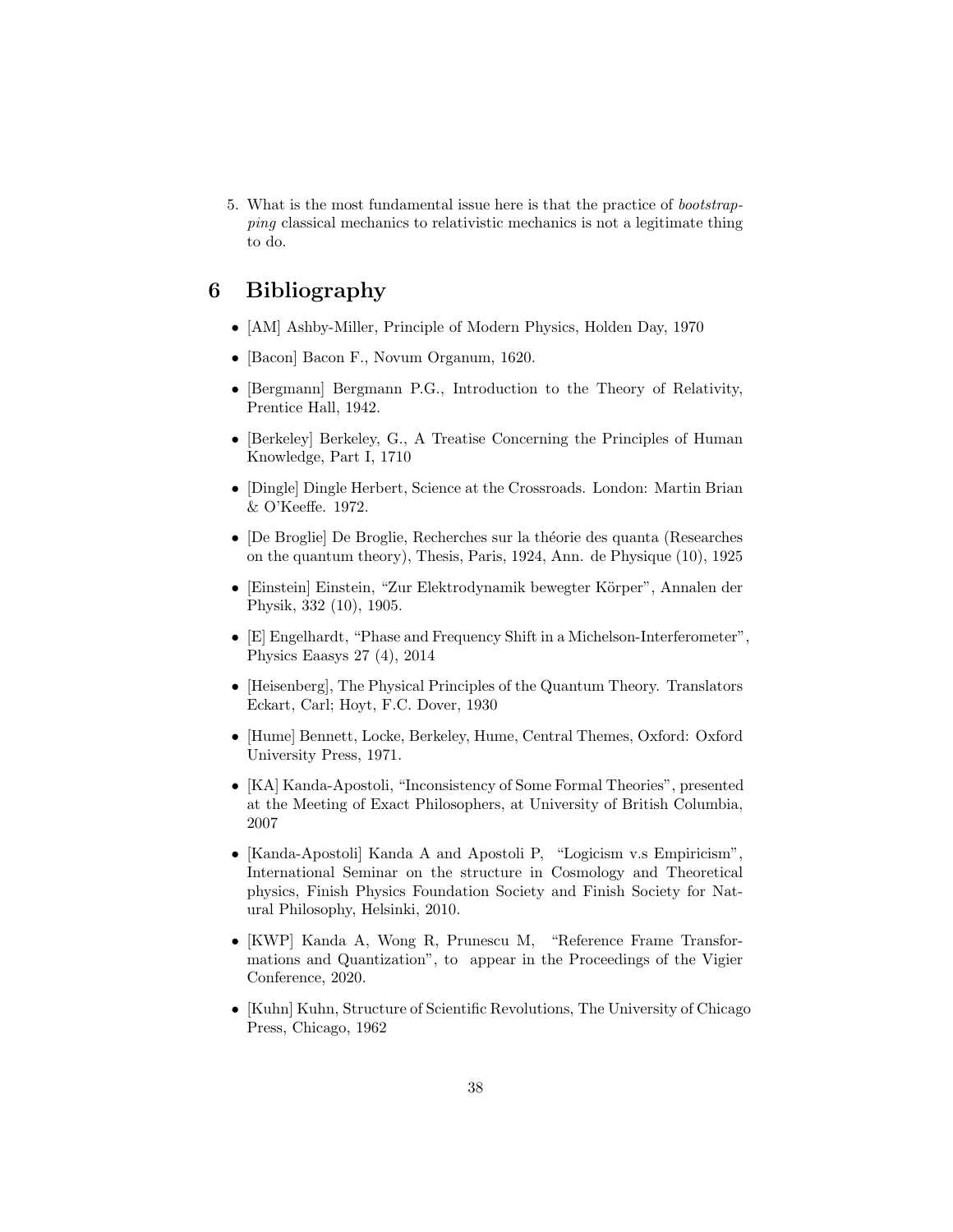5. What is the most fundamental issue here is that the practice of *bootstrapping* classical mechanics to relativistic mechanics is not a legitimate thing to do.

## 6 Bibliography

- [AM] Ashby-Miller, Principle of Modern Physics, Holden Day, 1970
- [Bacon] Bacon F., Novum Organum, 1620.
- [Bergmann] Bergmann P.G., Introduction to the Theory of Relativity, Prentice Hall, 1942.
- [Berkeley] Berkeley, G., A Treatise Concerning the Principles of Human Knowledge, Part I, 1710
- [Dingle] Dingle Herbert, Science at the Crossroads. London: Martin Brian & O'Keeffe. 1972.
- [De Broglie] De Broglie, Recherches sur la théorie des quanta (Researches on the quantum theory), Thesis, Paris, 1924, Ann. de Physique (10), 1925
- [Einstein] Einstein, "Zur Elektrodynamik bewegter Körper", Annalen der Physik, 332 (10), 1905.
- [E] Engelhardt, "Phase and Frequency Shift in a Michelson-Interferometer", Physics Eaasys 27 (4), 2014
- [Heisenberg], The Physical Principles of the Quantum Theory. Translators Eckart, Carl; Hoyt, F.C. Dover, 1930
- [Hume] Bennett, Locke, Berkeley, Hume, Central Themes, Oxford: Oxford University Press, 1971.
- [KA] Kanda-Apostoli, "Inconsistency of Some Formal Theories", presented at the Meeting of Exact Philosophers, at University of British Columbia, 2007
- [Kanda-Apostoli] Kanda A and Apostoli P, "Logicism v.s Empiricism", International Seminar on the structure in Cosmology and Theoretical physics, Finish Physics Foundation Society and Finish Society for Natural Philosophy, Helsinki, 2010.
- [KWP] Kanda A, Wong R, Prunescu M, "Reference Frame Transformations and Quantization", to appear in the Proceedings of the Vigier Conference, 2020.
- [Kuhn] Kuhn, Structure of Scientific Revolutions, The University of Chicago Press, Chicago, 1962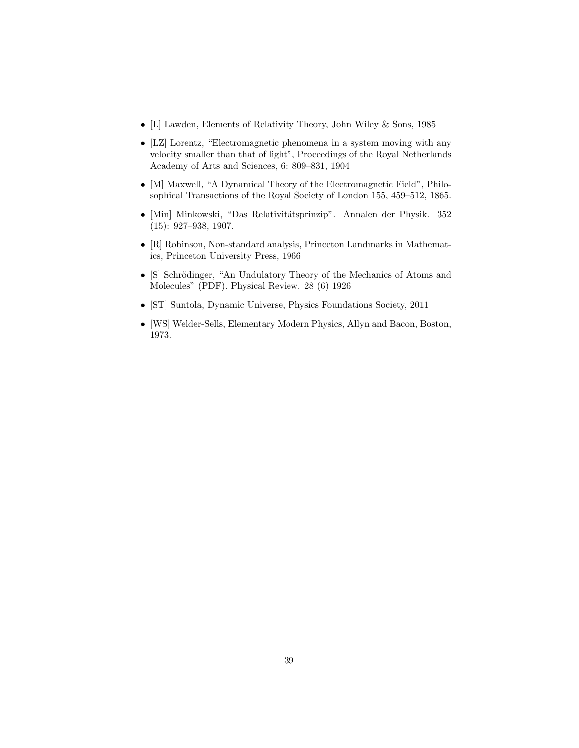- [L] Lawden, Elements of Relativity Theory, John Wiley & Sons, 1985
- [LZ] Lorentz, "Electromagnetic phenomena in a system moving with any velocity smaller than that of light", Proceedings of the Royal Netherlands Academy of Arts and Sciences, 6: 809–831, 1904
- [M] Maxwell, "A Dynamical Theory of the Electromagnetic Field", Philosophical Transactions of the Royal Society of London 155, 459–512, 1865.
- [Min] Minkowski, "Das Relativitätsprinzip". Annalen der Physik. 352 (15): 927–938, 1907.
- [R] Robinson, Non-standard analysis, Princeton Landmarks in Mathematics, Princeton University Press, 1966
- [S] Schrödinger, "An Undulatory Theory of the Mechanics of Atoms and Molecules" (PDF). Physical Review. 28 (6) 1926
- [ST] Suntola, Dynamic Universe, Physics Foundations Society, 2011
- [WS] Welder-Sells, Elementary Modern Physics, Allyn and Bacon, Boston, 1973.